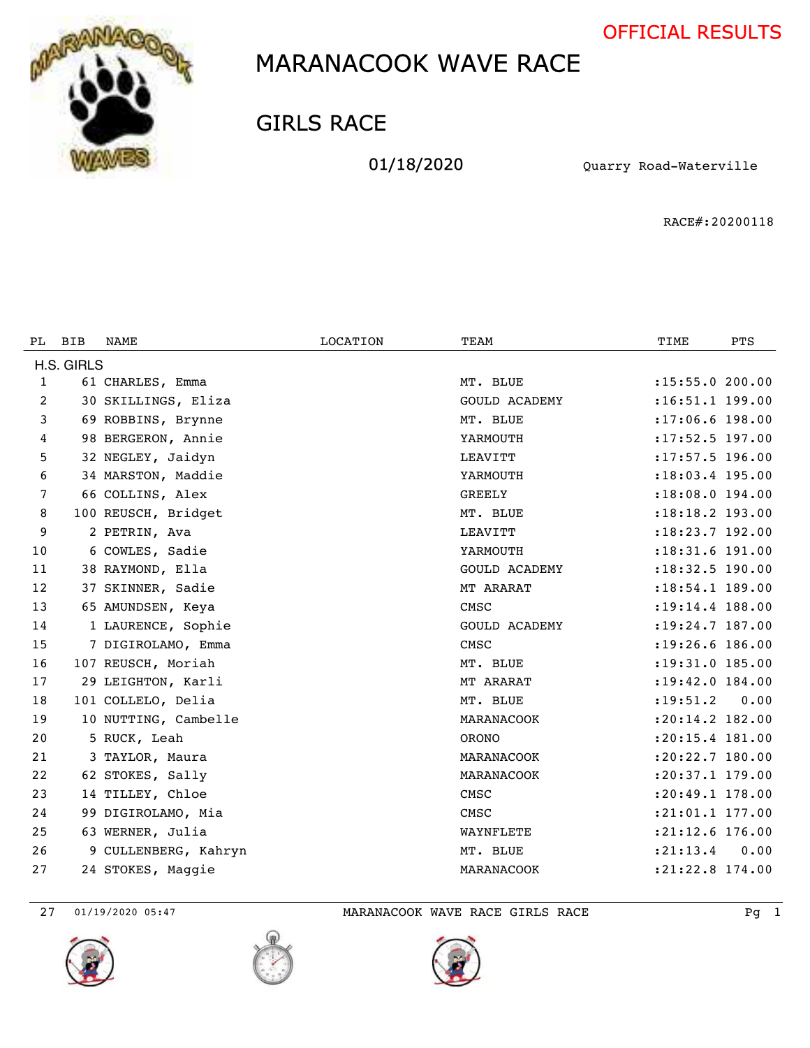OFFICIAL RESULTS

# MARANACOOK WAVE RACE

## GIRLS RACE

01/18/2020 Quarry Road-Waterville

RACE#:20200118

| PL | BIB | NAME | LOCATION | TEAM | TIME | PTS |
|---|---|---|---|---|---|---|
| H.S. GIRLS | | | | | | |
| 1 | 61 | CHARLES, Emma | | MT. BLUE | :15:55.0 | 200.00 |
| 2 | 30 | SKILLINGS, Eliza | | GOULD ACADEMY | :16:51.1 | 199.00 |
| 3 | 69 | ROBBINS, Brynne | | MT. BLUE | :17:06.6 | 198.00 |
| 4 | 98 | BERGERON, Annie | | YARMOUTH | :17:52.5 | 197.00 |
| 5 | 32 | NEGLEY, Jaidyn | | LEAVITT | :17:57.5 | 196.00 |
| 6 | 34 | MARSTON, Maddie | | YARMOUTH | :18:03.4 | 195.00 |
| 7 | 66 | COLLINS, Alex | | GREELY | :18:08.0 | 194.00 |
| 8 | 100 | REUSCH, Bridget | | MT. BLUE | :18:18.2 | 193.00 |
| 9 | 2 | PETRIN, Ava | | LEAVITT | :18:23.7 | 192.00 |
| 10 | 6 | COWLES, Sadie | | YARMOUTH | :18:31.6 | 191.00 |
| 11 | 38 | RAYMOND, Ella | | GOULD ACADEMY | :18:32.5 | 190.00 |
| 12 | 37 | SKINNER, Sadie | | MT ARARAT | :18:54.1 | 189.00 |
| 13 | 65 | AMUNDSEN, Keya | | CMSC | :19:14.4 | 188.00 |
| 14 | 1 | LAURENCE, Sophie | | GOULD ACADEMY | :19:24.7 | 187.00 |
| 15 | 7 | DIGIROLAMO, Emma | | CMSC | :19:26.6 | 186.00 |
| 16 | 107 | REUSCH, Moriah | | MT. BLUE | :19:31.0 | 185.00 |
| 17 | 29 | LEIGHTON, Karli | | MT ARARAT | :19:42.0 | 184.00 |
| 18 | 101 | COLLELO, Delia | | MT. BLUE | :19:51.2 | 0.00 |
| 19 | 10 | NUTTING, Cambelle | | MARANACOOK | :20:14.2 | 182.00 |
| 20 | 5 | RUCK, Leah | | ORONO | :20:15.4 | 181.00 |
| 21 | 3 | TAYLOR, Maura | | MARANACOOK | :20:22.7 | 180.00 |
| 22 | 62 | STOKES, Sally | | MARANACOOK | :20:37.1 | 179.00 |
| 23 | 14 | TILLEY, Chloe | | CMSC | :20:49.1 | 178.00 |
| 24 | 99 | DIGIROLAMO, Mia | | CMSC | :21:01.1 | 177.00 |
| 25 | 63 | WERNER, Julia | | WAYNFLETE | :21:12.6 | 176.00 |
| 26 | 9 | CULLENBERG, Kahryn | | MT. BLUE | :21:13.4 | 0.00 |
| 27 | 24 | STOKES, Maggie | | MARANACOOK | :21:22.8 | 174.00 |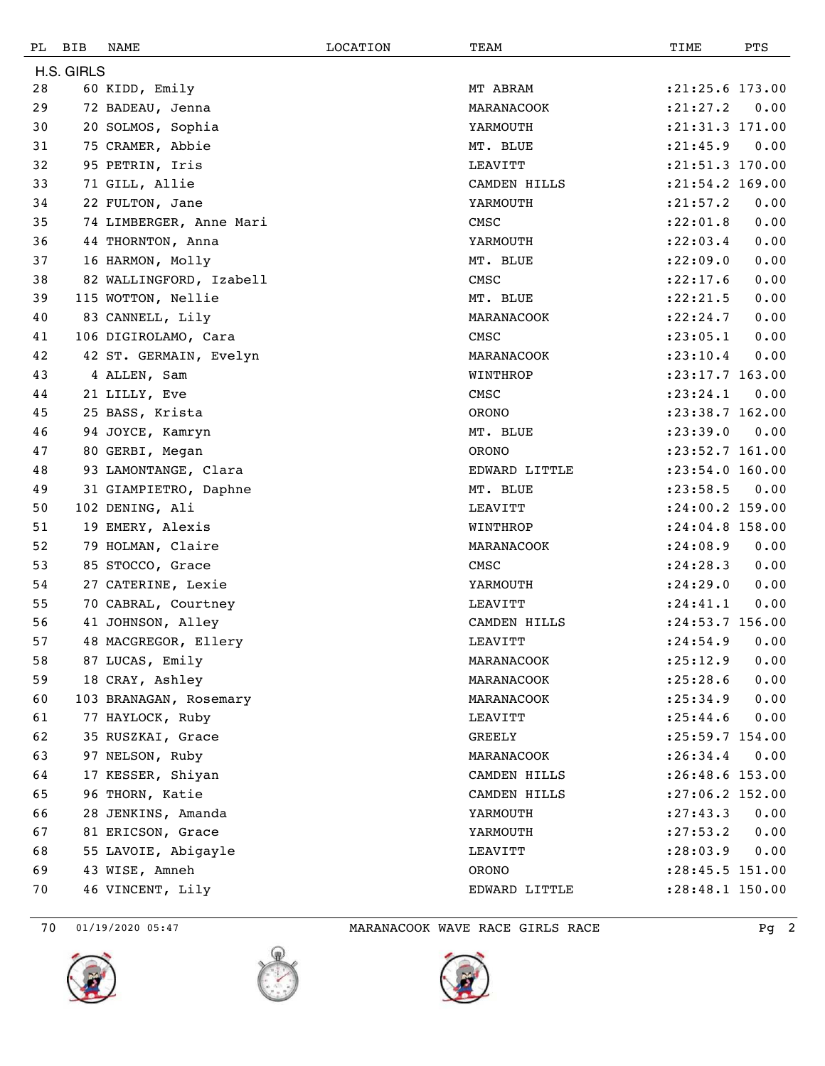| PL | BIB | NAME | LOCATION | TEAM | TIME | PTS |
|---|---|---|---|---|---|---|
| H.S. GIRLS | | | | | | |
| 28 | 60 | KIDD, Emily | | MT ABRAM | :21:25.6 | 173.00 |
| 29 | 72 | BADEAU, Jenna | | MARANACOOK | :21:27.2 | 0.00 |
| 30 | 20 | SOLMOS, Sophia | | YARMOUTH | :21:31.3 | 171.00 |
| 31 | 75 | CRAMER, Abbie | | MT. BLUE | :21:45.9 | 0.00 |
| 32 | 95 | PETRIN, Iris | | LEAVITT | :21:51.3 | 170.00 |
| 33 | 71 | GILL, Allie | | CAMDEN HILLS | :21:54.2 | 169.00 |
| 34 | 22 | FULTON, Jane | | YARMOUTH | :21:57.2 | 0.00 |
| 35 | 74 | LIMBERGER, Anne Mari | | CMSC | :22:01.8 | 0.00 |
| 36 | 44 | THORNTON, Anna | | YARMOUTH | :22:03.4 | 0.00 |
| 37 | 16 | HARMON, Molly | | MT. BLUE | :22:09.0 | 0.00 |
| 38 | 82 | WALLINGFORD, Izabell | | CMSC | :22:17.6 | 0.00 |
| 39 | 115 | WOTTON, Nellie | | MT. BLUE | :22:21.5 | 0.00 |
| 40 | 83 | CANNELL, Lily | | MARANACOOK | :22:24.7 | 0.00 |
| 41 | 106 | DIGIROLAMO, Cara | | CMSC | :23:05.1 | 0.00 |
| 42 | 42 | ST. GERMAIN, Evelyn | | MARANACOOK | :23:10.4 | 0.00 |
| 43 | 4 | ALLEN, Sam | | WINTHROP | :23:17.7 | 163.00 |
| 44 | 21 | LILLY, Eve | | CMSC | :23:24.1 | 0.00 |
| 45 | 25 | BASS, Krista | | ORONO | :23:38.7 | 162.00 |
| 46 | 94 | JOYCE, Kamryn | | MT. BLUE | :23:39.0 | 0.00 |
| 47 | 80 | GERBI, Megan | | ORONO | :23:52.7 | 161.00 |
| 48 | 93 | LAMONTANGE, Clara | | EDWARD LITTLE | :23:54.0 | 160.00 |
| 49 | 31 | GIAMPIETRO, Daphne | | MT. BLUE | :23:58.5 | 0.00 |
| 50 | 102 | DENING, Ali | | LEAVITT | :24:00.2 | 159.00 |
| 51 | 19 | EMERY, Alexis | | WINTHROP | :24:04.8 | 158.00 |
| 52 | 79 | HOLMAN, Claire | | MARANACOOK | :24:08.9 | 0.00 |
| 53 | 85 | STOCCO, Grace | | CMSC | :24:28.3 | 0.00 |
| 54 | 27 | CATERINE, Lexie | | YARMOUTH | :24:29.0 | 0.00 |
| 55 | 70 | CABRAL, Courtney | | LEAVITT | :24:41.1 | 0.00 |
| 56 | 41 | JOHNSON, Alley | | CAMDEN HILLS | :24:53.7 | 156.00 |
| 57 | 48 | MACGREGOR, Ellery | | LEAVITT | :24:54.9 | 0.00 |
| 58 | 87 | LUCAS, Emily | | MARANACOOK | :25:12.9 | 0.00 |
| 59 | 18 | CRAY, Ashley | | MARANACOOK | :25:28.6 | 0.00 |
| 60 | 103 | BRANAGAN, Rosemary | | MARANACOOK | :25:34.9 | 0.00 |
| 61 | 77 | HAYLOCK, Ruby | | LEAVITT | :25:44.6 | 0.00 |
| 62 | 35 | RUSZKAI, Grace | | GREELY | :25:59.7 | 154.00 |
| 63 | 97 | NELSON, Ruby | | MARANACOOK | :26:34.4 | 0.00 |
| 64 | 17 | KESSER, Shiyan | | CAMDEN HILLS | :26:48.6 | 153.00 |
| 65 | 96 | THORN, Katie | | CAMDEN HILLS | :27:06.2 | 152.00 |
| 66 | 28 | JENKINS, Amanda | | YARMOUTH | :27:43.3 | 0.00 |
| 67 | 81 | ERICSON, Grace | | YARMOUTH | :27:53.2 | 0.00 |
| 68 | 55 | LAVOIE, Abigayle | | LEAVITT | :28:03.9 | 0.00 |
| 69 | 43 | WISE, Amneh | | ORONO | :28:45.5 | 151.00 |
| 70 | 46 | VINCENT, Lily | | EDWARD LITTLE | :28:48.1 | 150.00 |

70 01/19/2020 05:47 MARANACOOK WAVE RACE GIRLS RACE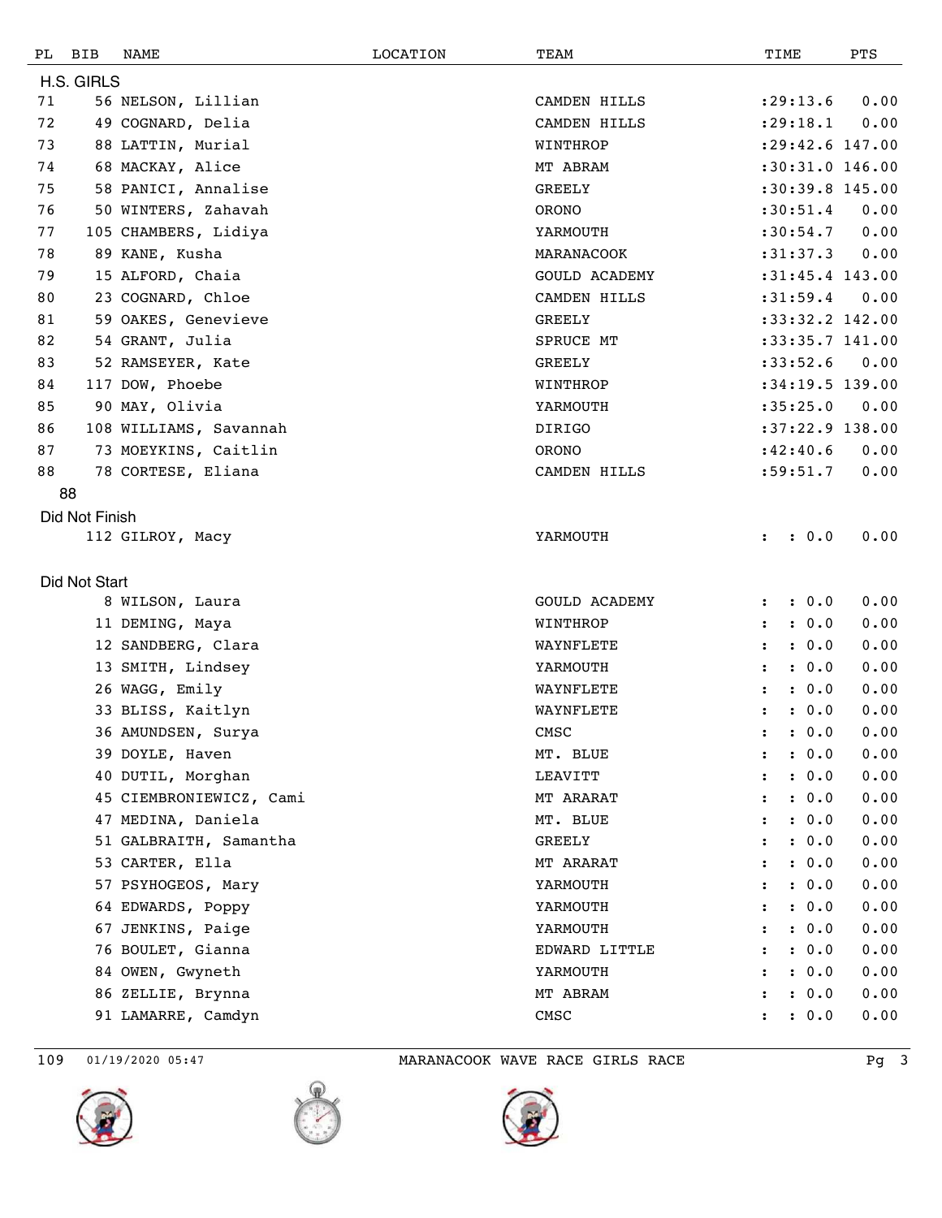| PL | BIB | NAME | LOCATION | TEAM | TIME | PTS |
|---|---|---|---|---|---|---|
| **H.S. GIRLS** | | | | | | |
| 71 | 56 | NELSON, Lillian | | CAMDEN HILLS | :29:13.6 | 0.00 |
| 72 | 49 | COGNARD, Delia | | CAMDEN HILLS | :29:18.1 | 0.00 |
| 73 | 88 | LATTIN, Murial | | WINTHROP | :29:42.6 | 147.00 |
| 74 | 68 | MACKAY, Alice | | MT ABRAM | :30:31.0 | 146.00 |
| 75 | 58 | PANICI, Annalise | | GREELY | :30:39.8 | 145.00 |
| 76 | 50 | WINTERS, Zahavah | | ORONO | :30:51.4 | 0.00 |
| 77 | 105 | CHAMBERS, Lidiya | | YARMOUTH | :30:54.7 | 0.00 |
| 78 | 89 | KANE, Kusha | | MARANACOOK | :31:37.3 | 0.00 |
| 79 | 15 | ALFORD, Chaia | | GOULD ACADEMY | :31:45.4 | 143.00 |
| 80 | 23 | COGNARD, Chloe | | CAMDEN HILLS | :31:59.4 | 0.00 |
| 81 | 59 | OAKES, Genevieve | | GREELY | :33:32.2 | 142.00 |
| 82 | 54 | GRANT, Julia | | SPRUCE MT | :33:35.7 | 141.00 |
| 83 | 52 | RAMSEYER, Kate | | GREELY | :33:52.6 | 0.00 |
| 84 | 117 | DOW, Phoebe | | WINTHROP | :34:19.5 | 139.00 |
| 85 | 90 | MAY, Olivia | | YARMOUTH | :35:25.0 | 0.00 |
| 86 | 108 | WILLIAMS, Savannah | | DIRIGO | :37:22.9 | 138.00 |
| 87 | 73 | MOEYKINS, Caitlin | | ORONO | :42:40.6 | 0.00 |
| 88 | 78 | CORTESE, Eliana | | CAMDEN HILLS | :59:51.7 | 0.00 |
| 88 | | | | | | |
| **Did Not Finish** | | | | | | |
| | 112 | GILROY, Macy | | YARMOUTH | : : 0.0 | 0.00 |
| **Did Not Start** | | | | | | |
| | 8 | WILSON, Laura | | GOULD ACADEMY | : : 0.0 | 0.00 |
| | 11 | DEMING, Maya | | WINTHROP | : : 0.0 | 0.00 |
| | 12 | SANDBERG, Clara | | WAYNFLETE | : : 0.0 | 0.00 |
| | 13 | SMITH, Lindsey | | YARMOUTH | : : 0.0 | 0.00 |
| | 26 | WAGG, Emily | | WAYNFLETE | : : 0.0 | 0.00 |
| | 33 | BLISS, Kaitlyn | | WAYNFLETE | : : 0.0 | 0.00 |
| | 36 | AMUNDSEN, Surya | | CMSC | : : 0.0 | 0.00 |
| | 39 | DOYLE, Haven | | MT. BLUE | : : 0.0 | 0.00 |
| | 40 | DUTIL, Morghan | | LEAVITT | : : 0.0 | 0.00 |
| | 45 | CIEMBRONIEWICZ, Cami | | MT ARARAT | : : 0.0 | 0.00 |
| | 47 | MEDINA, Daniela | | MT. BLUE | : : 0.0 | 0.00 |
| | 51 | GALBRAITH, Samantha | | GREELY | : : 0.0 | 0.00 |
| | 53 | CARTER, Ella | | MT ARARAT | : : 0.0 | 0.00 |
| | 57 | PSYHOGEOS, Mary | | YARMOUTH | : : 0.0 | 0.00 |
| | 64 | EDWARDS, Poppy | | YARMOUTH | : : 0.0 | 0.00 |
| | 67 | JENKINS, Paige | | YARMOUTH | : : 0.0 | 0.00 |
| | 76 | BOULET, Gianna | | EDWARD LITTLE | : : 0.0 | 0.00 |
| | 84 | OWEN, Gwyneth | | YARMOUTH | : : 0.0 | 0.00 |
| | 86 | ZELLIE, Brynna | | MT ABRAM | : : 0.0 | 0.00 |
| | 91 | LAMARRE, Camdyn | | CMSC | : : 0.0 | 0.00 |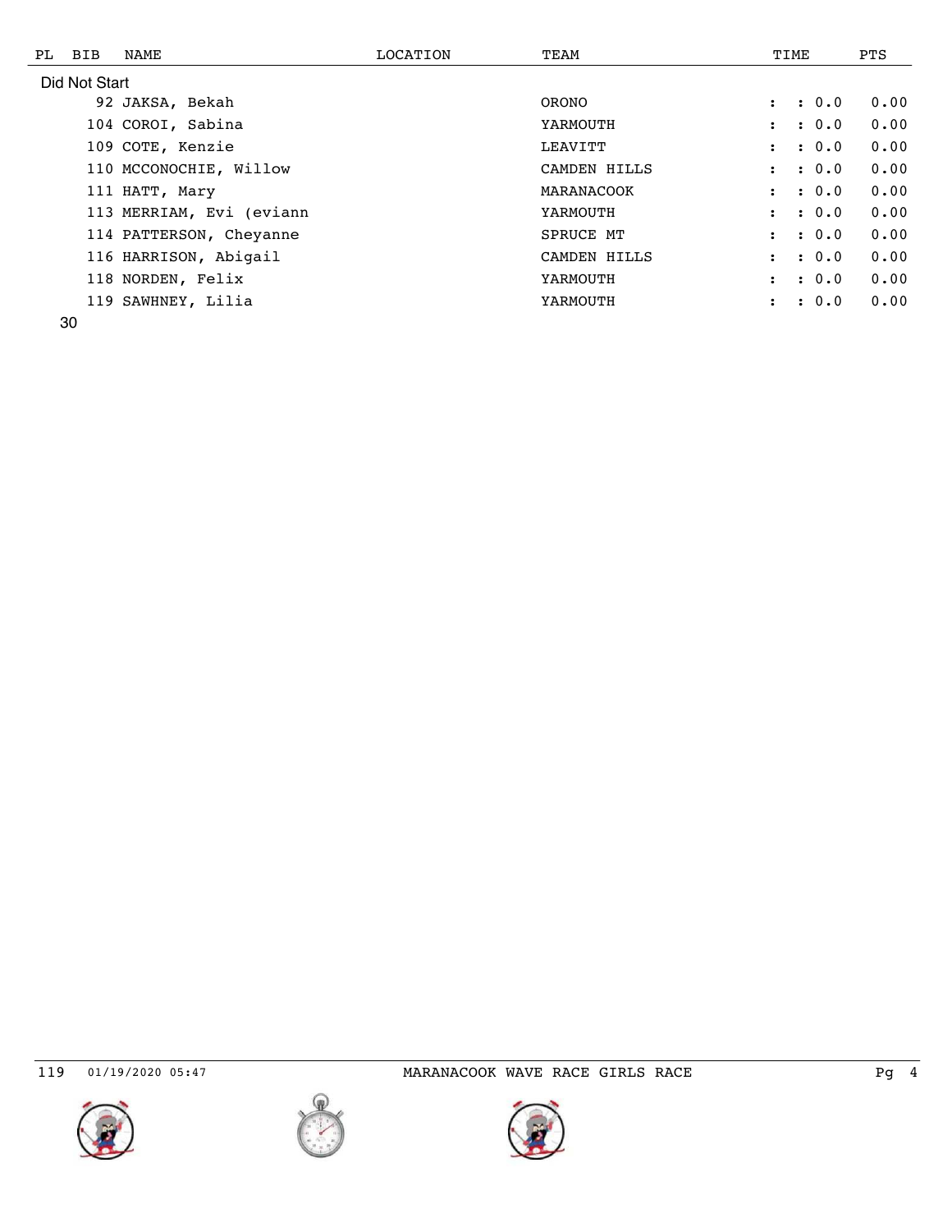| PL | BIB | NAME | LOCATION | TEAM | TIME | PTS |
|---|---|---|---|---|---|---|
| Did Not Start | | | | | | |
| | 92 | JAKSA, Bekah | | ORONO | : : 0.0 | 0.00 |
| | 104 | COROI, Sabina | | YARMOUTH | : : 0.0 | 0.00 |
| | 109 | COTE, Kenzie | | LEAVITT | : : 0.0 | 0.00 |
| | 110 | MCCONOCHIE, Willow | | CAMDEN HILLS | : : 0.0 | 0.00 |
| | 111 | HATT, Mary | | MARANACOOK | : : 0.0 | 0.00 |
| | 113 | MERRIAM, Evi (eviann | | YARMOUTH | : : 0.0 | 0.00 |
| | 114 | PATTERSON, Cheyanne | | SPRUCE MT | : : 0.0 | 0.00 |
| | 116 | HARRISON, Abigail | | CAMDEN HILLS | : : 0.0 | 0.00 |
| | 118 | NORDEN, Felix | | YARMOUTH | : : 0.0 | 0.00 |
| | 119 | SAWHNEY, Lilia | | YARMOUTH | : : 0.0 | 0.00 |

30

119 01/19/2020 05:47 MARANACOOK WAVE RACE GIRLS RACE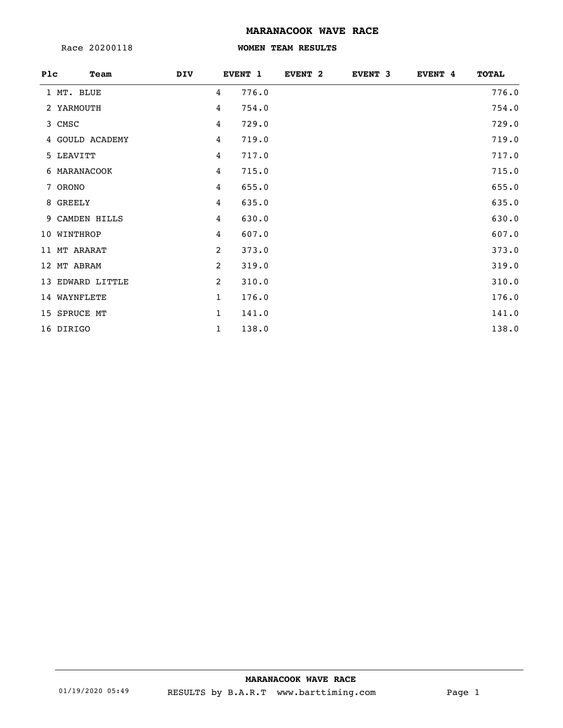# MARANACOOK WAVE RACE

Race 20200118

## WOMEN TEAM RESULTS

| Plc | Team | DIV | EVENT 1 | EVENT 2 | EVENT 3 | EVENT 4 | TOTAL |
|---|---|---|---|---|---|---|---|
| 1 | MT. BLUE | | 4 776.0 | | | | 776.0 |
| 2 | YARMOUTH | | 4 754.0 | | | | 754.0 |
| 3 | CMSC | | 4 729.0 | | | | 729.0 |
| 4 | GOULD ACADEMY | | 4 719.0 | | | | 719.0 |
| 5 | LEAVITT | | 4 717.0 | | | | 717.0 |
| 6 | MARANACOOK | | 4 715.0 | | | | 715.0 |
| 7 | ORONO | | 4 655.0 | | | | 655.0 |
| 8 | GREELY | | 4 635.0 | | | | 635.0 |
| 9 | CAMDEN HILLS | | 4 630.0 | | | | 630.0 |
| 10 | WINTHROP | | 4 607.0 | | | | 607.0 |
| 11 | MT ARARAT | | 2 373.0 | | | | 373.0 |
| 12 | MT ABRAM | | 2 319.0 | | | | 319.0 |
| 13 | EDWARD LITTLE | | 2 310.0 | | | | 310.0 |
| 14 | WAYNFLETE | | 1 176.0 | | | | 176.0 |
| 15 | SPRUCE MT | | 1 141.0 | | | | 141.0 |
| 16 | DIRIGO | | 1 138.0 | | | | 138.0 |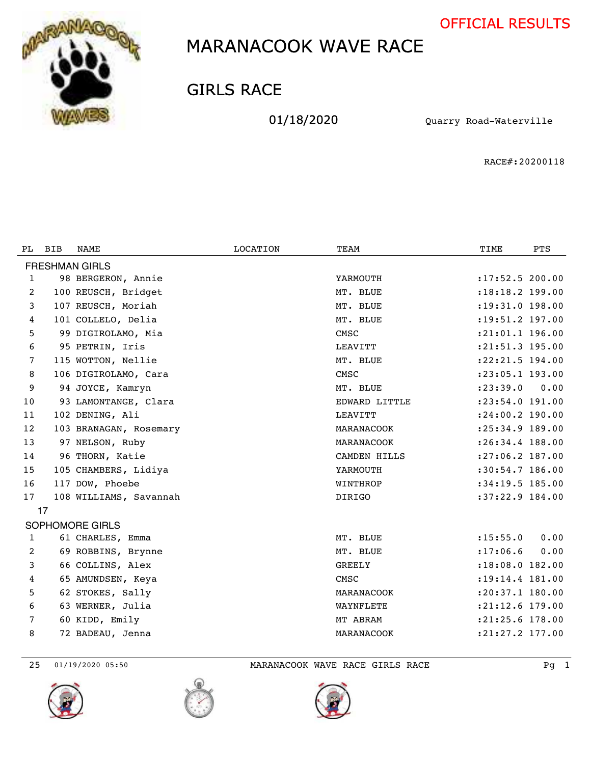OFFICIAL RESULTS

# MARANACOOK WAVE RACE

## GIRLS RACE

01/18/2020 Quarry Road-Waterville

RACE#:20200118

| PL | BIB | NAME | LOCATION | TEAM | TIME | PTS |
|---|---|---|---|---|---|---|
| **FRESHMAN GIRLS** | | | | | | |
| 1 | 98 | BERGERON, Annie | | YARMOUTH | :17:52.5 | 200.00 |
| 2 | 100 | REUSCH, Bridget | | MT. BLUE | :18:18.2 | 199.00 |
| 3 | 107 | REUSCH, Moriah | | MT. BLUE | :19:31.0 | 198.00 |
| 4 | 101 | COLLELO, Delia | | MT. BLUE | :19:51.2 | 197.00 |
| 5 | 99 | DIGIROLAMO, Mia | | CMSC | :21:01.1 | 196.00 |
| 6 | 95 | PETRIN, Iris | | LEAVITT | :21:51.3 | 195.00 |
| 7 | 115 | WOTTON, Nellie | | MT. BLUE | :22:21.5 | 194.00 |
| 8 | 106 | DIGIROLAMO, Cara | | CMSC | :23:05.1 | 193.00 |
| 9 | 94 | JOYCE, Kamryn | | MT. BLUE | :23:39.0 | 0.00 |
| 10 | 93 | LAMONTANGE, Clara | | EDWARD LITTLE | :23:54.0 | 191.00 |
| 11 | 102 | DENING, Ali | | LEAVITT | :24:00.2 | 190.00 |
| 12 | 103 | BRANAGAN, Rosemary | | MARANACOOK | :25:34.9 | 189.00 |
| 13 | 97 | NELSON, Ruby | | MARANACOOK | :26:34.4 | 188.00 |
| 14 | 96 | THORN, Katie | | CAMDEN HILLS | :27:06.2 | 187.00 |
| 15 | 105 | CHAMBERS, Lidiya | | YARMOUTH | :30:54.7 | 186.00 |
| 16 | 117 | DOW, Phoebe | | WINTHROP | :34:19.5 | 185.00 |
| 17 | 108 | WILLIAMS, Savannah | | DIRIGO | :37:22.9 | 184.00 |
| 17 | | | | | | |
| **SOPHOMORE GIRLS** | | | | | | |
| 1 | 61 | CHARLES, Emma | | MT. BLUE | :15:55.0 | 0.00 |
| 2 | 69 | ROBBINS, Brynne | | MT. BLUE | :17:06.6 | 0.00 |
| 3 | 66 | COLLINS, Alex | | GREELY | :18:08.0 | 182.00 |
| 4 | 65 | AMUNDSEN, Keya | | CMSC | :19:14.4 | 181.00 |
| 5 | 62 | STOKES, Sally | | MARANACOOK | :20:37.1 | 180.00 |
| 6 | 63 | WERNER, Julia | | WAYNFLETE | :21:12.6 | 179.00 |
| 7 | 60 | KIDD, Emily | | MT ABRAM | :21:25.6 | 178.00 |
| 8 | 72 | BADEAU, Jenna | | MARANACOOK | :21:27.2 | 177.00 |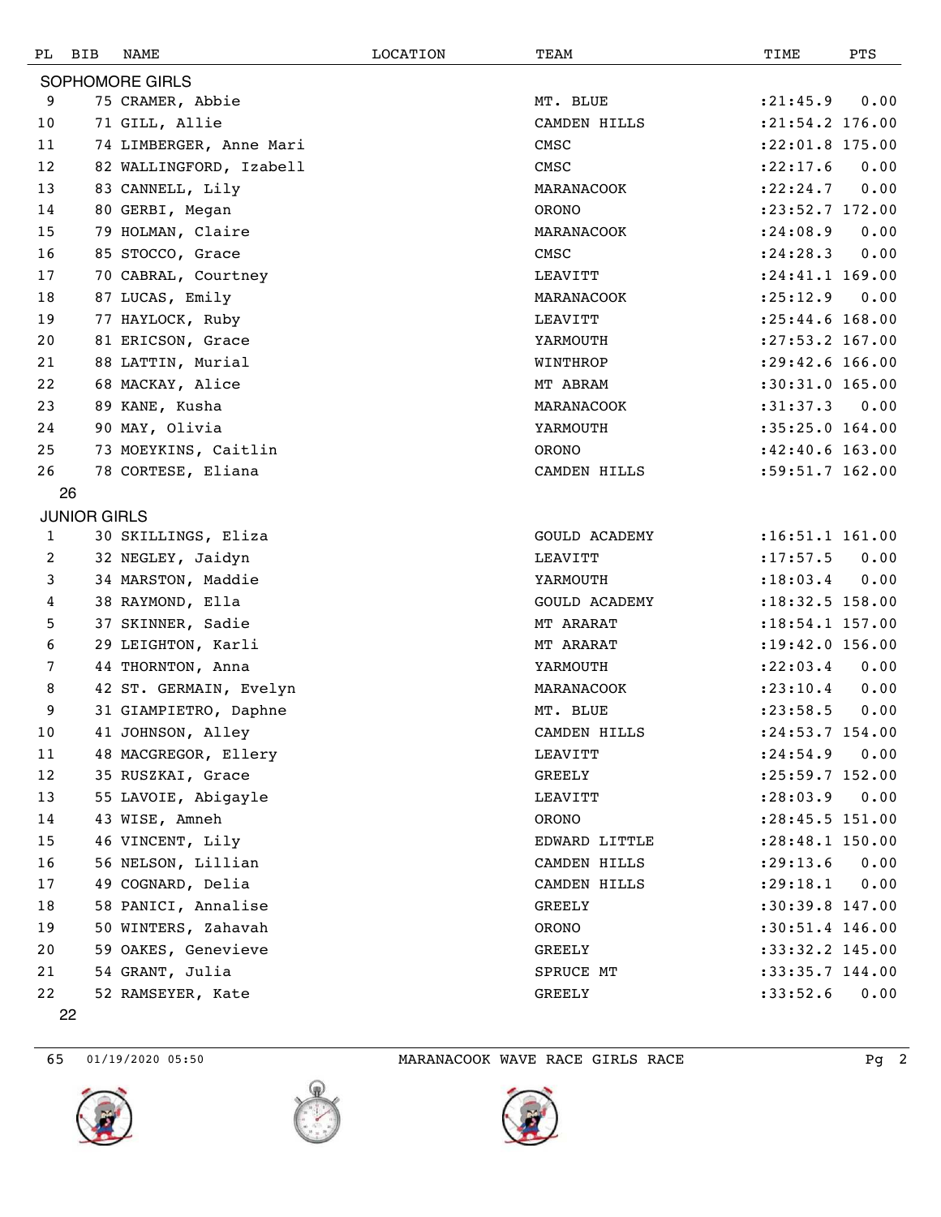| PL | BIB | NAME | LOCATION | TEAM | TIME | PTS |
|---|---|---|---|---|---|---|
| **SOPHOMORE GIRLS** | | | | | | |
| 9 | 75 | CRAMER, Abbie | | MT. BLUE | :21:45.9 | 0.00 |
| 10 | 71 | GILL, Allie | | CAMDEN HILLS | :21:54.2 | 176.00 |
| 11 | 74 | LIMBERGER, Anne Mari | | CMSC | :22:01.8 | 175.00 |
| 12 | 82 | WALLINGFORD, Izabell | | CMSC | :22:17.6 | 0.00 |
| 13 | 83 | CANNELL, Lily | | MARANACOOK | :22:24.7 | 0.00 |
| 14 | 80 | GERBI, Megan | | ORONO | :23:52.7 | 172.00 |
| 15 | 79 | HOLMAN, Claire | | MARANACOOK | :24:08.9 | 0.00 |
| 16 | 85 | STOCCO, Grace | | CMSC | :24:28.3 | 0.00 |
| 17 | 70 | CABRAL, Courtney | | LEAVITT | :24:41.1 | 169.00 |
| 18 | 87 | LUCAS, Emily | | MARANACOOK | :25:12.9 | 0.00 |
| 19 | 77 | HAYLOCK, Ruby | | LEAVITT | :25:44.6 | 168.00 |
| 20 | 81 | ERICSON, Grace | | YARMOUTH | :27:53.2 | 167.00 |
| 21 | 88 | LATTIN, Murial | | WINTHROP | :29:42.6 | 166.00 |
| 22 | 68 | MACKAY, Alice | | MT ABRAM | :30:31.0 | 165.00 |
| 23 | 89 | KANE, Kusha | | MARANACOOK | :31:37.3 | 0.00 |
| 24 | 90 | MAY, Olivia | | YARMOUTH | :35:25.0 | 164.00 |
| 25 | 73 | MOEYKINS, Caitlin | | ORONO | :42:40.6 | 163.00 |
| 26 | 78 | CORTESE, Eliana | | CAMDEN HILLS | :59:51.7 | 162.00 |
| 26 | | | | | | |
| **JUNIOR GIRLS** | | | | | | |
| 1 | 30 | SKILLINGS, Eliza | | GOULD ACADEMY | :16:51.1 | 161.00 |
| 2 | 32 | NEGLEY, Jaidyn | | LEAVITT | :17:57.5 | 0.00 |
| 3 | 34 | MARSTON, Maddie | | YARMOUTH | :18:03.4 | 0.00 |
| 4 | 38 | RAYMOND, Ella | | GOULD ACADEMY | :18:32.5 | 158.00 |
| 5 | 37 | SKINNER, Sadie | | MT ARARAT | :18:54.1 | 157.00 |
| 6 | 29 | LEIGHTON, Karli | | MT ARARAT | :19:42.0 | 156.00 |
| 7 | 44 | THORNTON, Anna | | YARMOUTH | :22:03.4 | 0.00 |
| 8 | 42 | ST. GERMAIN, Evelyn | | MARANACOOK | :23:10.4 | 0.00 |
| 9 | 31 | GIAMPIETRO, Daphne | | MT. BLUE | :23:58.5 | 0.00 |
| 10 | 41 | JOHNSON, Alley | | CAMDEN HILLS | :24:53.7 | 154.00 |
| 11 | 48 | MACGREGOR, Ellery | | LEAVITT | :24:54.9 | 0.00 |
| 12 | 35 | RUSZKAI, Grace | | GREELY | :25:59.7 | 152.00 |
| 13 | 55 | LAVOIE, Abigayle | | LEAVITT | :28:03.9 | 0.00 |
| 14 | 43 | WISE, Amneh | | ORONO | :28:45.5 | 151.00 |
| 15 | 46 | VINCENT, Lily | | EDWARD LITTLE | :28:48.1 | 150.00 |
| 16 | 56 | NELSON, Lillian | | CAMDEN HILLS | :29:13.6 | 0.00 |
| 17 | 49 | COGNARD, Delia | | CAMDEN HILLS | :29:18.1 | 0.00 |
| 18 | 58 | PANICI, Annalise | | GREELY | :30:39.8 | 147.00 |
| 19 | 50 | WINTERS, Zahavah | | ORONO | :30:51.4 | 146.00 |
| 20 | 59 | OAKES, Genevieve | | GREELY | :33:32.2 | 145.00 |
| 21 | 54 | GRANT, Julia | | SPRUCE MT | :33:35.7 | 144.00 |
| 22 | 52 | RAMSEYER, Kate | | GREELY | :33:52.6 | 0.00 |
| 22 | | | | | | |

65 01/19/2020 05:50 MARANACOOK WAVE RACE GIRLS RACE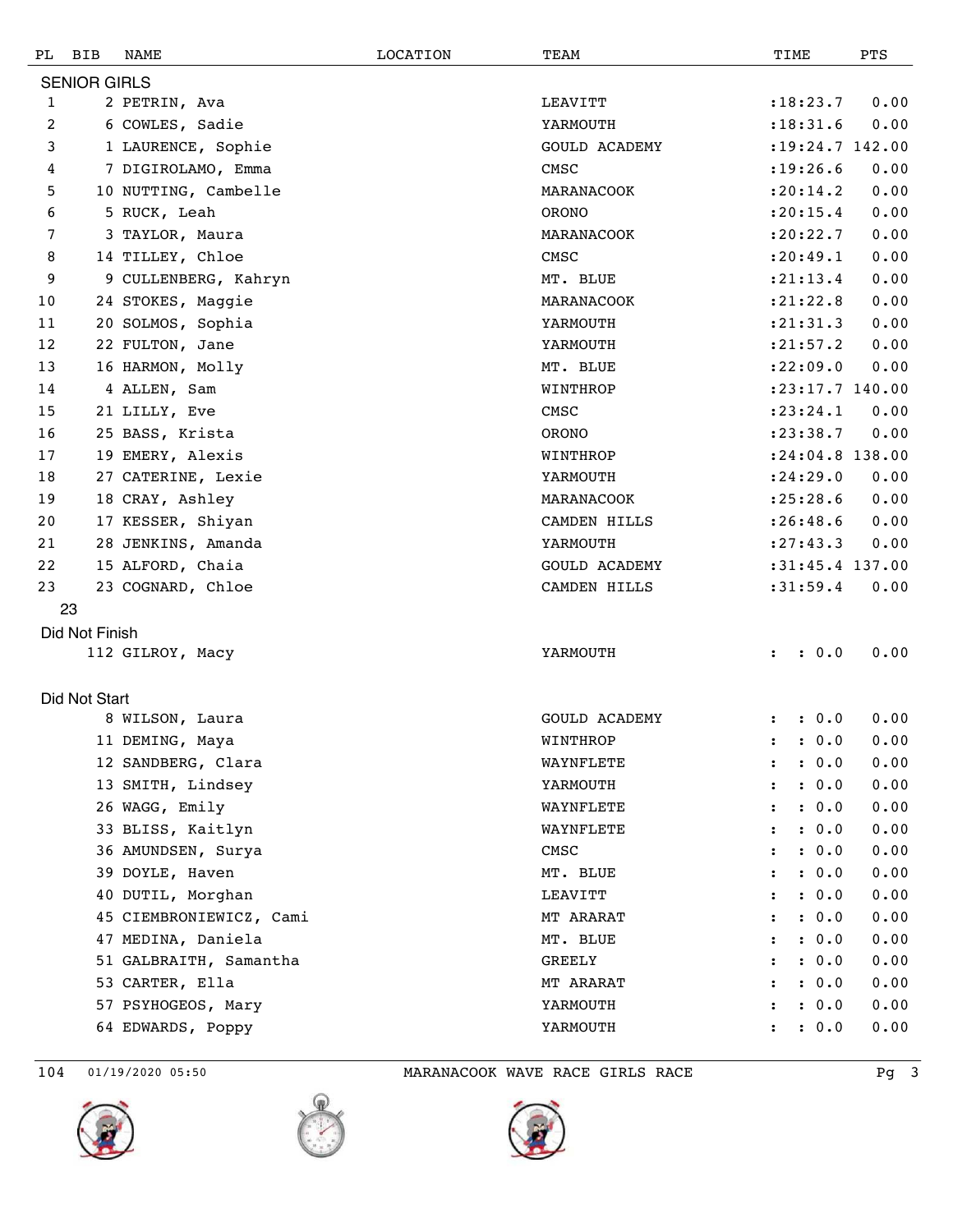| PL | BIB | NAME | LOCATION | TEAM | TIME | PTS |
|---|---|---|---|---|---|---|
| **SENIOR GIRLS** | | | | | | |
| 1 | 2 | PETRIN, Ava | | LEAVITT | :18:23.7 | 0.00 |
| 2 | 6 | COWLES, Sadie | | YARMOUTH | :18:31.6 | 0.00 |
| 3 | 1 | LAURENCE, Sophie | | GOULD ACADEMY | :19:24.7 | 142.00 |
| 4 | 7 | DIGIROLAMO, Emma | | CMSC | :19:26.6 | 0.00 |
| 5 | 10 | NUTTING, Cambelle | | MARANACOOK | :20:14.2 | 0.00 |
| 6 | 5 | RUCK, Leah | | ORONO | :20:15.4 | 0.00 |
| 7 | 3 | TAYLOR, Maura | | MARANACOOK | :20:22.7 | 0.00 |
| 8 | 14 | TILLEY, Chloe | | CMSC | :20:49.1 | 0.00 |
| 9 | 9 | CULLENBERG, Kahryn | | MT. BLUE | :21:13.4 | 0.00 |
| 10 | 24 | STOKES, Maggie | | MARANACOOK | :21:22.8 | 0.00 |
| 11 | 20 | SOLMOS, Sophia | | YARMOUTH | :21:31.3 | 0.00 |
| 12 | 22 | FULTON, Jane | | YARMOUTH | :21:57.2 | 0.00 |
| 13 | 16 | HARMON, Molly | | MT. BLUE | :22:09.0 | 0.00 |
| 14 | 4 | ALLEN, Sam | | WINTHROP | :23:17.7 | 140.00 |
| 15 | 21 | LILLY, Eve | | CMSC | :23:24.1 | 0.00 |
| 16 | 25 | BASS, Krista | | ORONO | :23:38.7 | 0.00 |
| 17 | 19 | EMERY, Alexis | | WINTHROP | :24:04.8 | 138.00 |
| 18 | 27 | CATERINE, Lexie | | YARMOUTH | :24:29.0 | 0.00 |
| 19 | 18 | CRAY, Ashley | | MARANACOOK | :25:28.6 | 0.00 |
| 20 | 17 | KESSER, Shiyan | | CAMDEN HILLS | :26:48.6 | 0.00 |
| 21 | 28 | JENKINS, Amanda | | YARMOUTH | :27:43.3 | 0.00 |
| 22 | 15 | ALFORD, Chaia | | GOULD ACADEMY | :31:45.4 | 137.00 |
| 23 | 23 | COGNARD, Chloe | | CAMDEN HILLS | :31:59.4 | 0.00 |
| 23 | | | | | | |
| **Did Not Finish** | | | | | | |
| | 112 | GILROY, Macy | | YARMOUTH | : : 0.0 | 0.00 |
| **Did Not Start** | | | | | | |
| | 8 | WILSON, Laura | | GOULD ACADEMY | : : 0.0 | 0.00 |
| | 11 | DEMING, Maya | | WINTHROP | : : 0.0 | 0.00 |
| | 12 | SANDBERG, Clara | | WAYNFLETE | : : 0.0 | 0.00 |
| | 13 | SMITH, Lindsey | | YARMOUTH | : : 0.0 | 0.00 |
| | 26 | WAGG, Emily | | WAYNFLETE | : : 0.0 | 0.00 |
| | 33 | BLISS, Kaitlyn | | WAYNFLETE | : : 0.0 | 0.00 |
| | 36 | AMUNDSEN, Surya | | CMSC | : : 0.0 | 0.00 |
| | 39 | DOYLE, Haven | | MT. BLUE | : : 0.0 | 0.00 |
| | 40 | DUTIL, Morghan | | LEAVITT | : : 0.0 | 0.00 |
| | 45 | CIEMBRONIEWICZ, Cami | | MT ARARAT | : : 0.0 | 0.00 |
| | 47 | MEDINA, Daniela | | MT. BLUE | : : 0.0 | 0.00 |
| | 51 | GALBRAITH, Samantha | | GREELY | : : 0.0 | 0.00 |
| | 53 | CARTER, Ella | | MT ARARAT | : : 0.0 | 0.00 |
| | 57 | PSYHOGEOS, Mary | | YARMOUTH | : : 0.0 | 0.00 |
| | 64 | EDWARDS, Poppy | | YARMOUTH | : : 0.0 | 0.00 |

104 01/19/2020 05:50 MARANACOOK WAVE RACE GIRLS RACE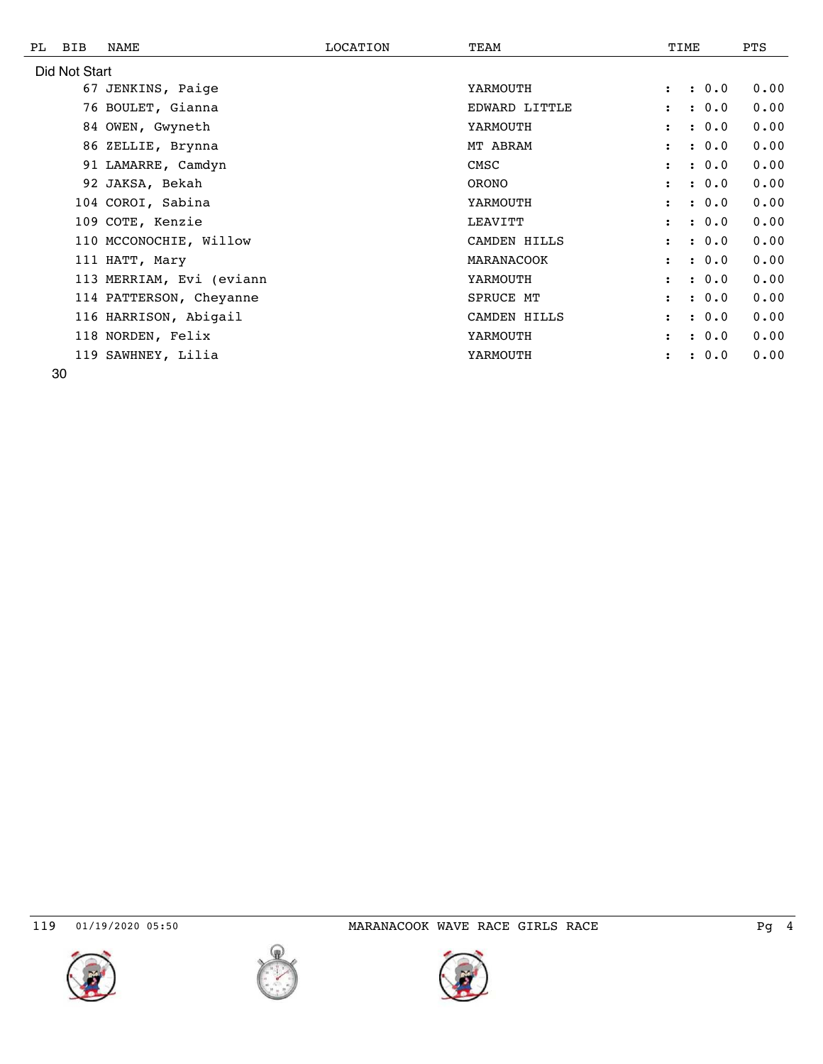| PL | BIB | NAME | LOCATION | TEAM | TIME | PTS |
|---|---|---|---|---|---|---|
| Did Not Start | | | | | | |
| | 67 | JENKINS, Paige | | YARMOUTH | : : 0.0 | 0.00 |
| | 76 | BOULET, Gianna | | EDWARD LITTLE | : : 0.0 | 0.00 |
| | 84 | OWEN, Gwyneth | | YARMOUTH | : : 0.0 | 0.00 |
| | 86 | ZELLIE, Brynna | | MT ABRAM | : : 0.0 | 0.00 |
| | 91 | LAMARRE, Camdyn | | CMSC | : : 0.0 | 0.00 |
| | 92 | JAKSA, Bekah | | ORONO | : : 0.0 | 0.00 |
| | 104 | COROI, Sabina | | YARMOUTH | : : 0.0 | 0.00 |
| | 109 | COTE, Kenzie | | LEAVITT | : : 0.0 | 0.00 |
| | 110 | MCCONOCHIE, Willow | | CAMDEN HILLS | : : 0.0 | 0.00 |
| | 111 | HATT, Mary | | MARANACOOK | : : 0.0 | 0.00 |
| | 113 | MERRIAM, Evi (eviann | | YARMOUTH | : : 0.0 | 0.00 |
| | 114 | PATTERSON, Cheyanne | | SPRUCE MT | : : 0.0 | 0.00 |
| | 116 | HARRISON, Abigail | | CAMDEN HILLS | : : 0.0 | 0.00 |
| | 118 | NORDEN, Felix | | YARMOUTH | : : 0.0 | 0.00 |
| | 119 | SAWHNEY, Lilia | | YARMOUTH | : : 0.0 | 0.00 |

30

119 01/19/2020 05:50 MARANACOOK WAVE RACE GIRLS RACE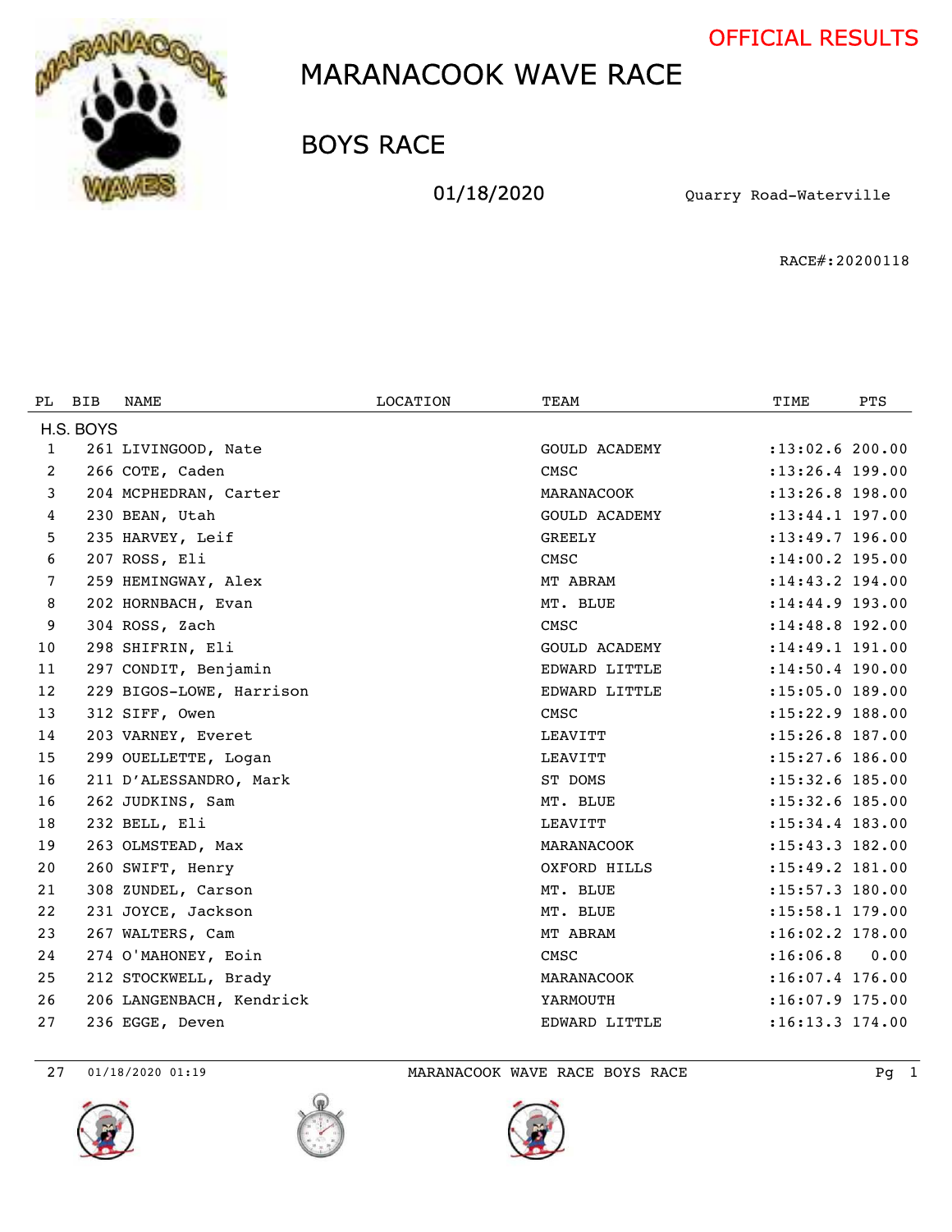OFFICIAL RESULTS

# MARANACOOK WAVE RACE

## BOYS RACE

01/18/2020 Quarry Road-Waterville

RACE#:20200118

| PL | BIB | NAME | LOCATION | TEAM | TIME | PTS |
|---|---|---|---|---|---|---|
| **H.S. BOYS** | | | | | | |
| 1 | 261 | LIVINGOOD, Nate | | GOULD ACADEMY | :13:02.6 | 200.00 |
| 2 | 266 | COTE, Caden | | CMSC | :13:26.4 | 199.00 |
| 3 | 204 | MCPHEDRAN, Carter | | MARANACOOK | :13:26.8 | 198.00 |
| 4 | 230 | BEAN, Utah | | GOULD ACADEMY | :13:44.1 | 197.00 |
| 5 | 235 | HARVEY, Leif | | GREELY | :13:49.7 | 196.00 |
| 6 | 207 | ROSS, Eli | | CMSC | :14:00.2 | 195.00 |
| 7 | 259 | HEMINGWAY, Alex | | MT ABRAM | :14:43.2 | 194.00 |
| 8 | 202 | HORNBACH, Evan | | MT. BLUE | :14:44.9 | 193.00 |
| 9 | 304 | ROSS, Zach | | CMSC | :14:48.8 | 192.00 |
| 10 | 298 | SHIFRIN, Eli | | GOULD ACADEMY | :14:49.1 | 191.00 |
| 11 | 297 | CONDIT, Benjamin | | EDWARD LITTLE | :14:50.4 | 190.00 |
| 12 | 229 | BIGOS-LOWE, Harrison | | EDWARD LITTLE | :15:05.0 | 189.00 |
| 13 | 312 | SIFF, Owen | | CMSC | :15:22.9 | 188.00 |
| 14 | 203 | VARNEY, Everet | | LEAVITT | :15:26.8 | 187.00 |
| 15 | 299 | OUELLETTE, Logan | | LEAVITT | :15:27.6 | 186.00 |
| 16 | 211 | D'ALESSANDRO, Mark | | ST DOMS | :15:32.6 | 185.00 |
| 16 | 262 | JUDKINS, Sam | | MT. BLUE | :15:32.6 | 185.00 |
| 18 | 232 | BELL, Eli | | LEAVITT | :15:34.4 | 183.00 |
| 19 | 263 | OLMSTEAD, Max | | MARANACOOK | :15:43.3 | 182.00 |
| 20 | 260 | SWIFT, Henry | | OXFORD HILLS | :15:49.2 | 181.00 |
| 21 | 308 | ZUNDEL, Carson | | MT. BLUE | :15:57.3 | 180.00 |
| 22 | 231 | JOYCE, Jackson | | MT. BLUE | :15:58.1 | 179.00 |
| 23 | 267 | WALTERS, Cam | | MT ABRAM | :16:02.2 | 178.00 |
| 24 | 274 | O'MAHONEY, Eoin | | CMSC | :16:06.8 | 0.00 |
| 25 | 212 | STOCKWELL, Brady | | MARANACOOK | :16:07.4 | 176.00 |
| 26 | 206 | LANGENBACH, Kendrick | | YARMOUTH | :16:07.9 | 175.00 |
| 27 | 236 | EGGE, Deven | | EDWARD LITTLE | :16:13.3 | 174.00 |

27 01/18/2020 01:19 MARANACOOK WAVE RACE BOYS RACE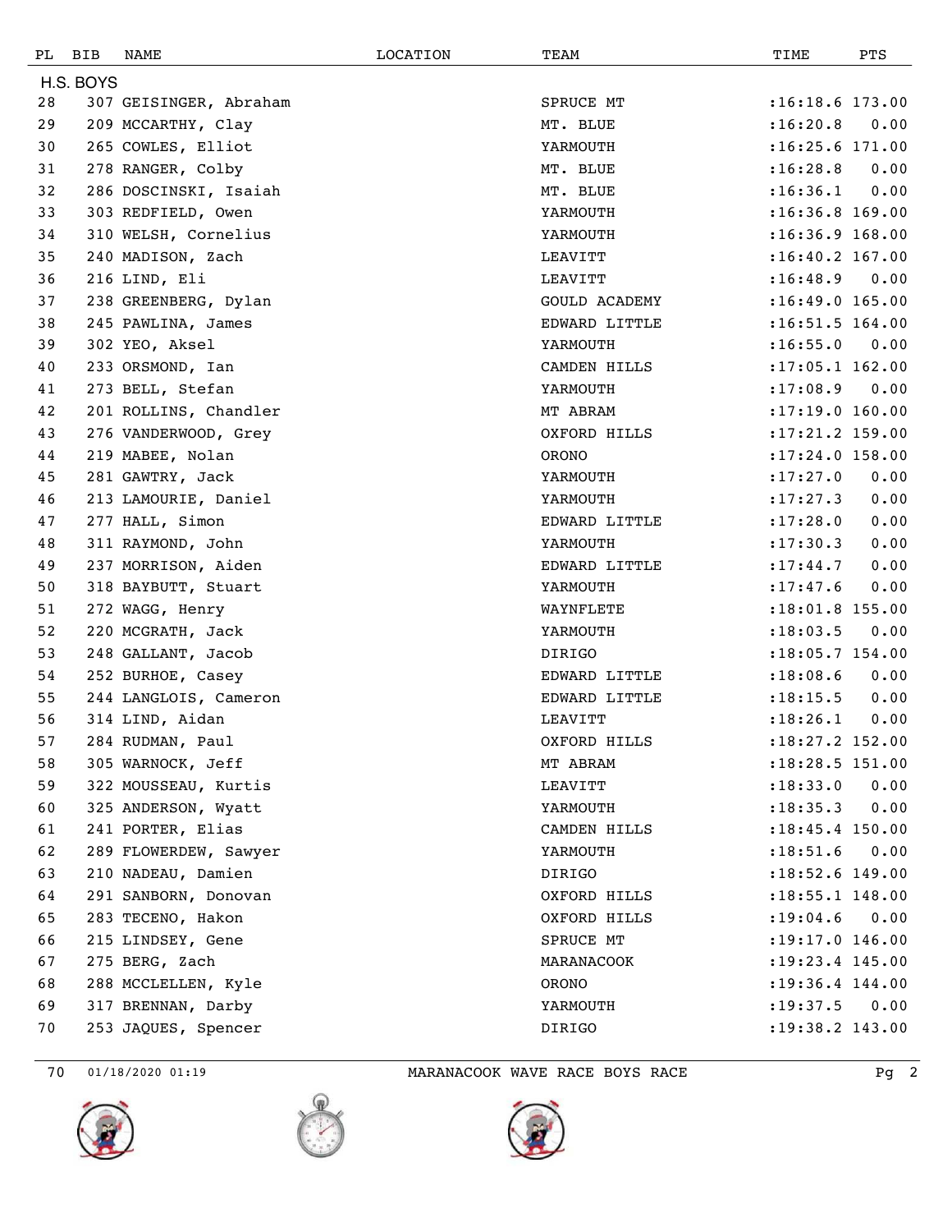| PL | BIB | NAME | LOCATION | TEAM | TIME | PTS |
|---|---|---|---|---|---|---|
| H.S. BOYS | | | | | | |
| 28 | 307 | GEISINGER, Abraham | | SPRUCE MT | :16:18.6 | 173.00 |
| 29 | 209 | MCCARTHY, Clay | | MT. BLUE | :16:20.8 | 0.00 |
| 30 | 265 | COWLES, Elliot | | YARMOUTH | :16:25.6 | 171.00 |
| 31 | 278 | RANGER, Colby | | MT. BLUE | :16:28.8 | 0.00 |
| 32 | 286 | DOSCINSKI, Isaiah | | MT. BLUE | :16:36.1 | 0.00 |
| 33 | 303 | REDFIELD, Owen | | YARMOUTH | :16:36.8 | 169.00 |
| 34 | 310 | WELSH, Cornelius | | YARMOUTH | :16:36.9 | 168.00 |
| 35 | 240 | MADISON, Zach | | LEAVITT | :16:40.2 | 167.00 |
| 36 | 216 | LIND, Eli | | LEAVITT | :16:48.9 | 0.00 |
| 37 | 238 | GREENBERG, Dylan | | GOULD ACADEMY | :16:49.0 | 165.00 |
| 38 | 245 | PAWLINA, James | | EDWARD LITTLE | :16:51.5 | 164.00 |
| 39 | 302 | YEO, Aksel | | YARMOUTH | :16:55.0 | 0.00 |
| 40 | 233 | ORSMOND, Ian | | CAMDEN HILLS | :17:05.1 | 162.00 |
| 41 | 273 | BELL, Stefan | | YARMOUTH | :17:08.9 | 0.00 |
| 42 | 201 | ROLLINS, Chandler | | MT ABRAM | :17:19.0 | 160.00 |
| 43 | 276 | VANDERWOOD, Grey | | OXFORD HILLS | :17:21.2 | 159.00 |
| 44 | 219 | MABEE, Nolan | | ORONO | :17:24.0 | 158.00 |
| 45 | 281 | GAWTRY, Jack | | YARMOUTH | :17:27.0 | 0.00 |
| 46 | 213 | LAMOURIE, Daniel | | YARMOUTH | :17:27.3 | 0.00 |
| 47 | 277 | HALL, Simon | | EDWARD LITTLE | :17:28.0 | 0.00 |
| 48 | 311 | RAYMOND, John | | YARMOUTH | :17:30.3 | 0.00 |
| 49 | 237 | MORRISON, Aiden | | EDWARD LITTLE | :17:44.7 | 0.00 |
| 50 | 318 | BAYBUTT, Stuart | | YARMOUTH | :17:47.6 | 0.00 |
| 51 | 272 | WAGG, Henry | | WAYNFLETE | :18:01.8 | 155.00 |
| 52 | 220 | MCGRATH, Jack | | YARMOUTH | :18:03.5 | 0.00 |
| 53 | 248 | GALLANT, Jacob | | DIRIGO | :18:05.7 | 154.00 |
| 54 | 252 | BURHOE, Casey | | EDWARD LITTLE | :18:08.6 | 0.00 |
| 55 | 244 | LANGLOIS, Cameron | | EDWARD LITTLE | :18:15.5 | 0.00 |
| 56 | 314 | LIND, Aidan | | LEAVITT | :18:26.1 | 0.00 |
| 57 | 284 | RUDMAN, Paul | | OXFORD HILLS | :18:27.2 | 152.00 |
| 58 | 305 | WARNOCK, Jeff | | MT ABRAM | :18:28.5 | 151.00 |
| 59 | 322 | MOUSSEAU, Kurtis | | LEAVITT | :18:33.0 | 0.00 |
| 60 | 325 | ANDERSON, Wyatt | | YARMOUTH | :18:35.3 | 0.00 |
| 61 | 241 | PORTER, Elias | | CAMDEN HILLS | :18:45.4 | 150.00 |
| 62 | 289 | FLOWERDEW, Sawyer | | YARMOUTH | :18:51.6 | 0.00 |
| 63 | 210 | NADEAU, Damien | | DIRIGO | :18:52.6 | 149.00 |
| 64 | 291 | SANBORN, Donovan | | OXFORD HILLS | :18:55.1 | 148.00 |
| 65 | 283 | TECENO, Hakon | | OXFORD HILLS | :19:04.6 | 0.00 |
| 66 | 215 | LINDSEY, Gene | | SPRUCE MT | :19:17.0 | 146.00 |
| 67 | 275 | BERG, Zach | | MARANACOOK | :19:23.4 | 145.00 |
| 68 | 288 | MCCLELLEN, Kyle | | ORONO | :19:36.4 | 144.00 |
| 69 | 317 | BRENNAN, Darby | | YARMOUTH | :19:37.5 | 0.00 |
| 70 | 253 | JAQUES, Spencer | | DIRIGO | :19:38.2 | 143.00 |

70 01/18/2020 01:19 MARANACOOK WAVE RACE BOYS RACE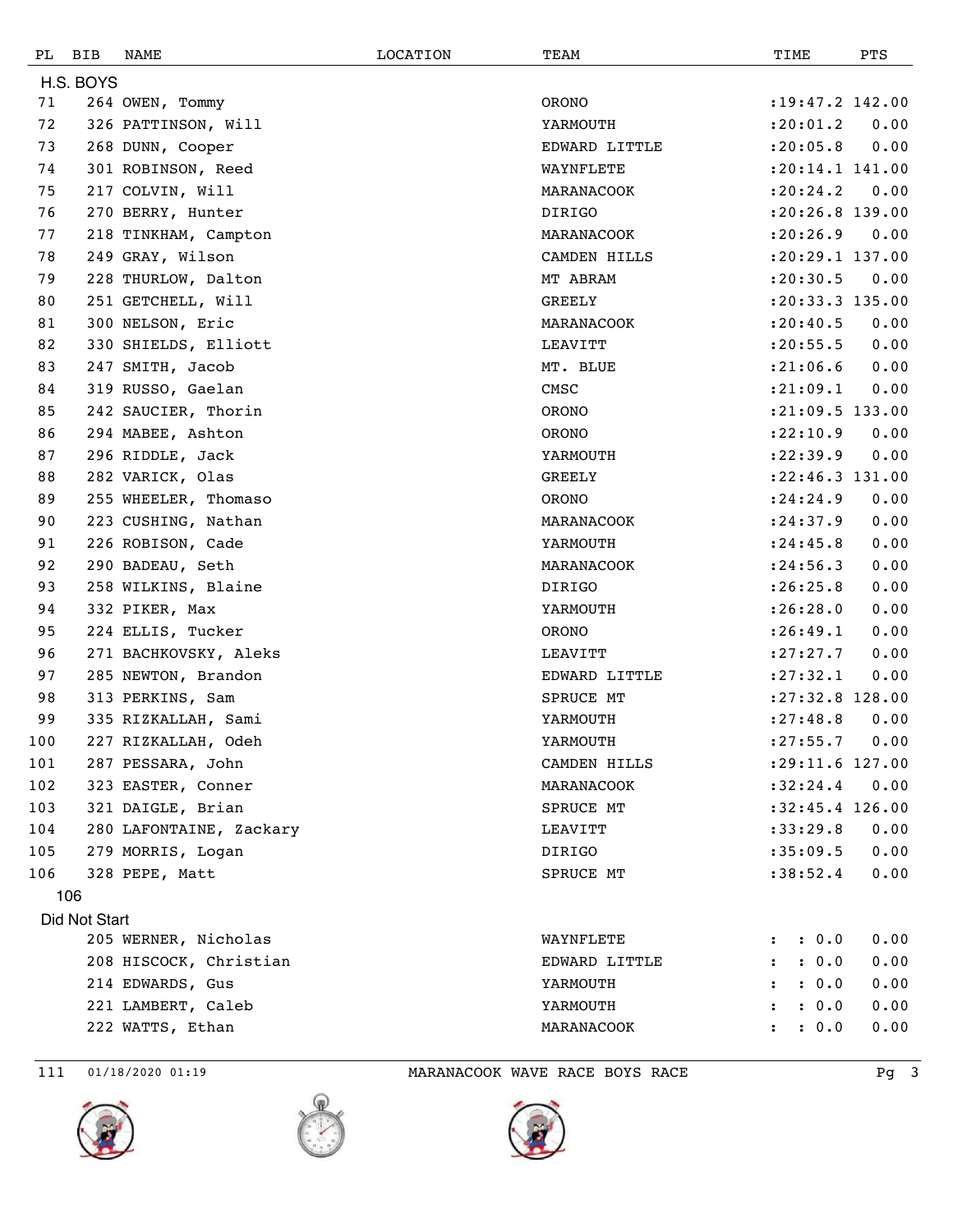| PL | BIB | NAME | LOCATION | TEAM | TIME | PTS |
|---|---|---|---|---|---|---|
| **H.S. BOYS** | | | | | | |
| 71 | 264 | OWEN, Tommy | | ORONO | :19:47.2 | 142.00 |
| 72 | 326 | PATTINSON, Will | | YARMOUTH | :20:01.2 | 0.00 |
| 73 | 268 | DUNN, Cooper | | EDWARD LITTLE | :20:05.8 | 0.00 |
| 74 | 301 | ROBINSON, Reed | | WAYNFLETE | :20:14.1 | 141.00 |
| 75 | 217 | COLVIN, Will | | MARANACOOK | :20:24.2 | 0.00 |
| 76 | 270 | BERRY, Hunter | | DIRIGO | :20:26.8 | 139.00 |
| 77 | 218 | TINKHAM, Campton | | MARANACOOK | :20:26.9 | 0.00 |
| 78 | 249 | GRAY, Wilson | | CAMDEN HILLS | :20:29.1 | 137.00 |
| 79 | 228 | THURLOW, Dalton | | MT ABRAM | :20:30.5 | 0.00 |
| 80 | 251 | GETCHELL, Will | | GREELY | :20:33.3 | 135.00 |
| 81 | 300 | NELSON, Eric | | MARANACOOK | :20:40.5 | 0.00 |
| 82 | 330 | SHIELDS, Elliott | | LEAVITT | :20:55.5 | 0.00 |
| 83 | 247 | SMITH, Jacob | | MT. BLUE | :21:06.6 | 0.00 |
| 84 | 319 | RUSSO, Gaelan | | CMSC | :21:09.1 | 0.00 |
| 85 | 242 | SAUCIER, Thorin | | ORONO | :21:09.5 | 133.00 |
| 86 | 294 | MABEE, Ashton | | ORONO | :22:10.9 | 0.00 |
| 87 | 296 | RIDDLE, Jack | | YARMOUTH | :22:39.9 | 0.00 |
| 88 | 282 | VARICK, Olas | | GREELY | :22:46.3 | 131.00 |
| 89 | 255 | WHEELER, Thomaso | | ORONO | :24:24.9 | 0.00 |
| 90 | 223 | CUSHING, Nathan | | MARANACOOK | :24:37.9 | 0.00 |
| 91 | 226 | ROBISON, Cade | | YARMOUTH | :24:45.8 | 0.00 |
| 92 | 290 | BADEAU, Seth | | MARANACOOK | :24:56.3 | 0.00 |
| 93 | 258 | WILKINS, Blaine | | DIRIGO | :26:25.8 | 0.00 |
| 94 | 332 | PIKER, Max | | YARMOUTH | :26:28.0 | 0.00 |
| 95 | 224 | ELLIS, Tucker | | ORONO | :26:49.1 | 0.00 |
| 96 | 271 | BACHKOVSKY, Aleks | | LEAVITT | :27:27.7 | 0.00 |
| 97 | 285 | NEWTON, Brandon | | EDWARD LITTLE | :27:32.1 | 0.00 |
| 98 | 313 | PERKINS, Sam | | SPRUCE MT | :27:32.8 | 128.00 |
| 99 | 335 | RIZKALLAH, Sami | | YARMOUTH | :27:48.8 | 0.00 |
| 100 | 227 | RIZKALLAH, Odeh | | YARMOUTH | :27:55.7 | 0.00 |
| 101 | 287 | PESSARA, John | | CAMDEN HILLS | :29:11.6 | 127.00 |
| 102 | 323 | EASTER, Conner | | MARANACOOK | :32:24.4 | 0.00 |
| 103 | 321 | DAIGLE, Brian | | SPRUCE MT | :32:45.4 | 126.00 |
| 104 | 280 | LAFONTAINE, Zackary | | LEAVITT | :33:29.8 | 0.00 |
| 105 | 279 | MORRIS, Logan | | DIRIGO | :35:09.5 | 0.00 |
| 106 | 328 | PEPE, Matt | | SPRUCE MT | :38:52.4 | 0.00 |
| 106 | | | | | | |
| **Did Not Start** | | | | | | |
| | 205 | WERNER, Nicholas | | WAYNFLETE | : : 0.0 | 0.00 |
| | 208 | HISCOCK, Christian | | EDWARD LITTLE | : : 0.0 | 0.00 |
| | 214 | EDWARDS, Gus | | YARMOUTH | : : 0.0 | 0.00 |
| | 221 | LAMBERT, Caleb | | YARMOUTH | : : 0.0 | 0.00 |
| | 222 | WATTS, Ethan | | MARANACOOK | : : 0.0 | 0.00 |

111 01/18/2020 01:19 MARANACOOK WAVE RACE BOYS RACE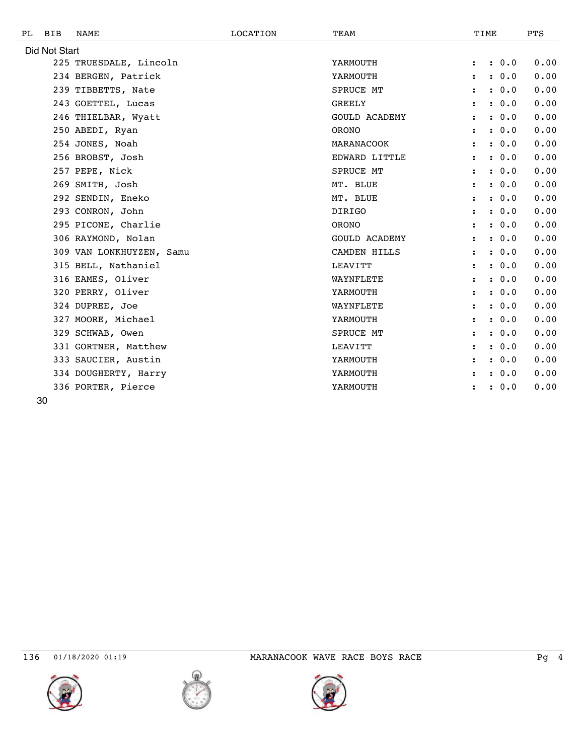| PL | BIB | NAME | LOCATION | TEAM | TIME | PTS |
|---|---|---|---|---|---|---|
| Did Not Start | | | | | | |
| | 225 | TRUESDALE, Lincoln | | YARMOUTH | : : 0.0 | 0.00 |
| | 234 | BERGEN, Patrick | | YARMOUTH | : : 0.0 | 0.00 |
| | 239 | TIBBETTS, Nate | | SPRUCE MT | : : 0.0 | 0.00 |
| | 243 | GOETTEL, Lucas | | GREELY | : : 0.0 | 0.00 |
| | 246 | THIELBAR, Wyatt | | GOULD ACADEMY | : : 0.0 | 0.00 |
| | 250 | ABEDI, Ryan | | ORONO | : : 0.0 | 0.00 |
| | 254 | JONES, Noah | | MARANACOOK | : : 0.0 | 0.00 |
| | 256 | BROBST, Josh | | EDWARD LITTLE | : : 0.0 | 0.00 |
| | 257 | PEPE, Nick | | SPRUCE MT | : : 0.0 | 0.00 |
| | 269 | SMITH, Josh | | MT. BLUE | : : 0.0 | 0.00 |
| | 292 | SENDIN, Eneko | | MT. BLUE | : : 0.0 | 0.00 |
| | 293 | CONRON, John | | DIRIGO | : : 0.0 | 0.00 |
| | 295 | PICONE, Charlie | | ORONO | : : 0.0 | 0.00 |
| | 306 | RAYMOND, Nolan | | GOULD ACADEMY | : : 0.0 | 0.00 |
| | 309 | VAN LONKHUYZEN, Samu | | CAMDEN HILLS | : : 0.0 | 0.00 |
| | 315 | BELL, Nathaniel | | LEAVITT | : : 0.0 | 0.00 |
| | 316 | EAMES, Oliver | | WAYNFLETE | : : 0.0 | 0.00 |
| | 320 | PERRY, Oliver | | YARMOUTH | : : 0.0 | 0.00 |
| | 324 | DUPREE, Joe | | WAYNFLETE | : : 0.0 | 0.00 |
| | 327 | MOORE, Michael | | YARMOUTH | : : 0.0 | 0.00 |
| | 329 | SCHWAB, Owen | | SPRUCE MT | : : 0.0 | 0.00 |
| | 331 | GORTNER, Matthew | | LEAVITT | : : 0.0 | 0.00 |
| | 333 | SAUCIER, Austin | | YARMOUTH | : : 0.0 | 0.00 |
| | 334 | DOUGHERTY, Harry | | YARMOUTH | : : 0.0 | 0.00 |
| | 336 | PORTER, Pierce | | YARMOUTH | : : 0.0 | 0.00 |

30

136 01/18/2020 01:19 MARANACOOK WAVE RACE BOYS RACE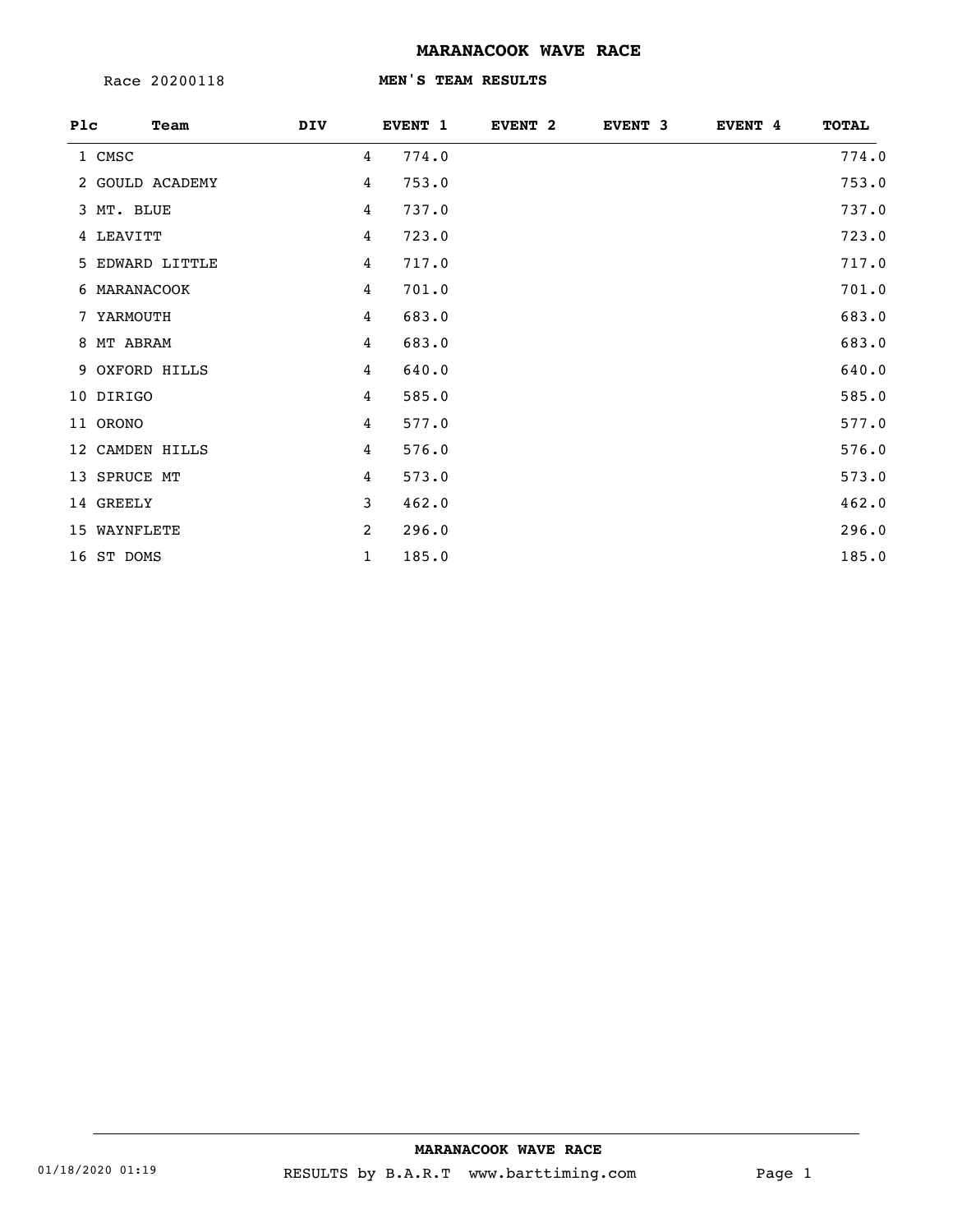# MARANACOOK WAVE RACE

Race 20200118

## MEN'S TEAM RESULTS

| Plc | Team | DIV | EVENT 1 | EVENT 2 | EVENT 3 | EVENT 4 | TOTAL |
|---|---|---|---|---|---|---|---|
| 1 | CMSC | 4 | 774.0 | | | | 774.0 |
| 2 | GOULD ACADEMY | 4 | 753.0 | | | | 753.0 |
| 3 | MT. BLUE | 4 | 737.0 | | | | 737.0 |
| 4 | LEAVITT | 4 | 723.0 | | | | 723.0 |
| 5 | EDWARD LITTLE | 4 | 717.0 | | | | 717.0 |
| 6 | MARANACOOK | 4 | 701.0 | | | | 701.0 |
| 7 | YARMOUTH | 4 | 683.0 | | | | 683.0 |
| 8 | MT ABRAM | 4 | 683.0 | | | | 683.0 |
| 9 | OXFORD HILLS | 4 | 640.0 | | | | 640.0 |
| 10 | DIRIGO | 4 | 585.0 | | | | 585.0 |
| 11 | ORONO | 4 | 577.0 | | | | 577.0 |
| 12 | CAMDEN HILLS | 4 | 576.0 | | | | 576.0 |
| 13 | SPRUCE MT | 4 | 573.0 | | | | 573.0 |
| 14 | GREELY | 3 | 462.0 | | | | 462.0 |
| 15 | WAYNFLETE | 2 | 296.0 | | | | 296.0 |
| 16 | ST DOMS | 1 | 185.0 | | | | 185.0 |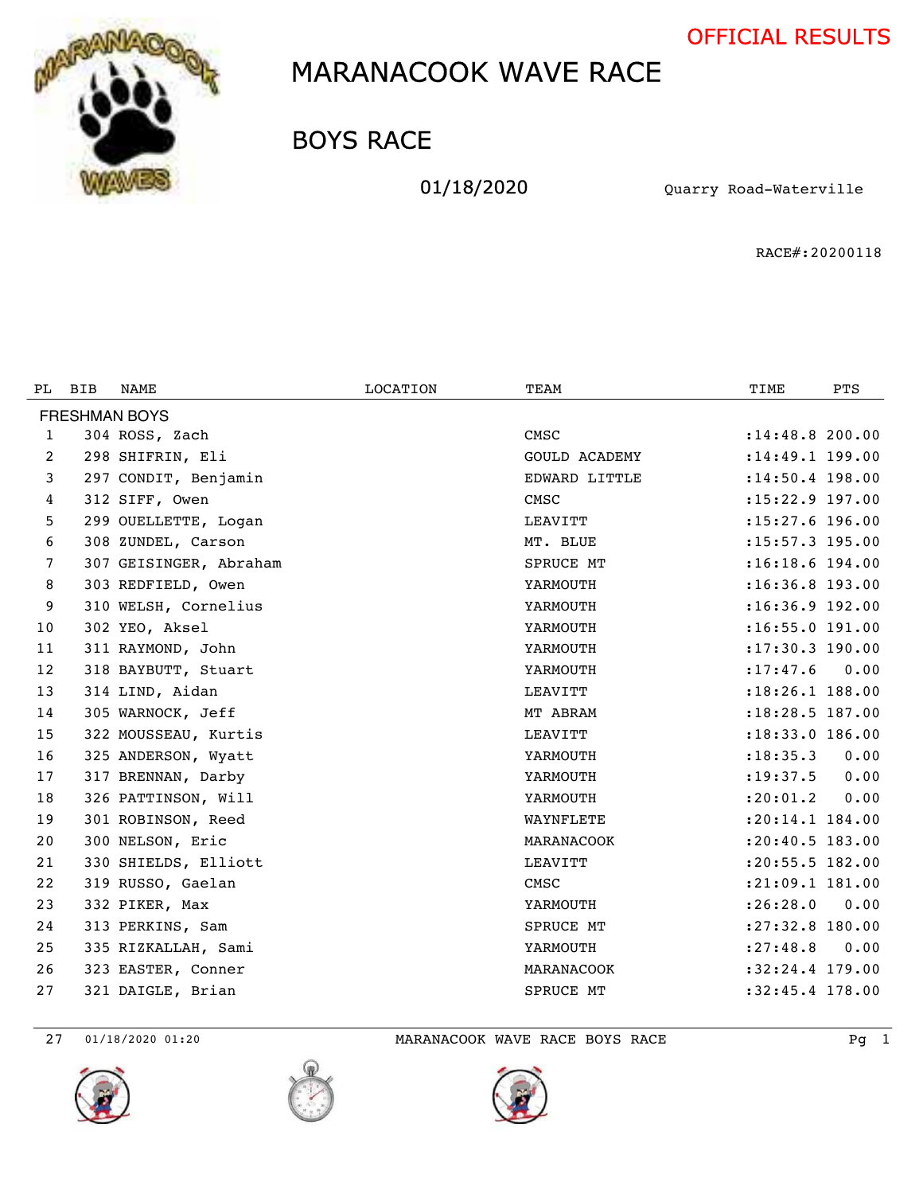OFFICIAL RESULTS

# MARANACOOK WAVE RACE

## BOYS RACE

01/18/2020 Quarry Road-Waterville

RACE#:20200118

| PL | BIB | NAME | LOCATION | TEAM | TIME | PTS |
|---|---|---|---|---|---|---|
| FRESHMAN BOYS | | | | | | |
| 1 | 304 | ROSS, Zach | | CMSC | :14:48.8 | 200.00 |
| 2 | 298 | SHIFRIN, Eli | | GOULD ACADEMY | :14:49.1 | 199.00 |
| 3 | 297 | CONDIT, Benjamin | | EDWARD LITTLE | :14:50.4 | 198.00 |
| 4 | 312 | SIFF, Owen | | CMSC | :15:22.9 | 197.00 |
| 5 | 299 | OUELLETTE, Logan | | LEAVITT | :15:27.6 | 196.00 |
| 6 | 308 | ZUNDEL, Carson | | MT. BLUE | :15:57.3 | 195.00 |
| 7 | 307 | GEISINGER, Abraham | | SPRUCE MT | :16:18.6 | 194.00 |
| 8 | 303 | REDFIELD, Owen | | YARMOUTH | :16:36.8 | 193.00 |
| 9 | 310 | WELSH, Cornelius | | YARMOUTH | :16:36.9 | 192.00 |
| 10 | 302 | YEO, Aksel | | YARMOUTH | :16:55.0 | 191.00 |
| 11 | 311 | RAYMOND, John | | YARMOUTH | :17:30.3 | 190.00 |
| 12 | 318 | BAYBUTT, Stuart | | YARMOUTH | :17:47.6 | 0.00 |
| 13 | 314 | LIND, Aidan | | LEAVITT | :18:26.1 | 188.00 |
| 14 | 305 | WARNOCK, Jeff | | MT ABRAM | :18:28.5 | 187.00 |
| 15 | 322 | MOUSSEAU, Kurtis | | LEAVITT | :18:33.0 | 186.00 |
| 16 | 325 | ANDERSON, Wyatt | | YARMOUTH | :18:35.3 | 0.00 |
| 17 | 317 | BRENNAN, Darby | | YARMOUTH | :19:37.5 | 0.00 |
| 18 | 326 | PATTINSON, Will | | YARMOUTH | :20:01.2 | 0.00 |
| 19 | 301 | ROBINSON, Reed | | WAYNFLETE | :20:14.1 | 184.00 |
| 20 | 300 | NELSON, Eric | | MARANACOOK | :20:40.5 | 183.00 |
| 21 | 330 | SHIELDS, Elliott | | LEAVITT | :20:55.5 | 182.00 |
| 22 | 319 | RUSSO, Gaelan | | CMSC | :21:09.1 | 181.00 |
| 23 | 332 | PIKER, Max | | YARMOUTH | :26:28.0 | 0.00 |
| 24 | 313 | PERKINS, Sam | | SPRUCE MT | :27:32.8 | 180.00 |
| 25 | 335 | RIZKALLAH, Sami | | YARMOUTH | :27:48.8 | 0.00 |
| 26 | 323 | EASTER, Conner | | MARANACOOK | :32:24.4 | 179.00 |
| 27 | 321 | DAIGLE, Brian | | SPRUCE MT | :32:45.4 | 178.00 |

27 01/18/2020 01:20 MARANACOOK WAVE RACE BOYS RACE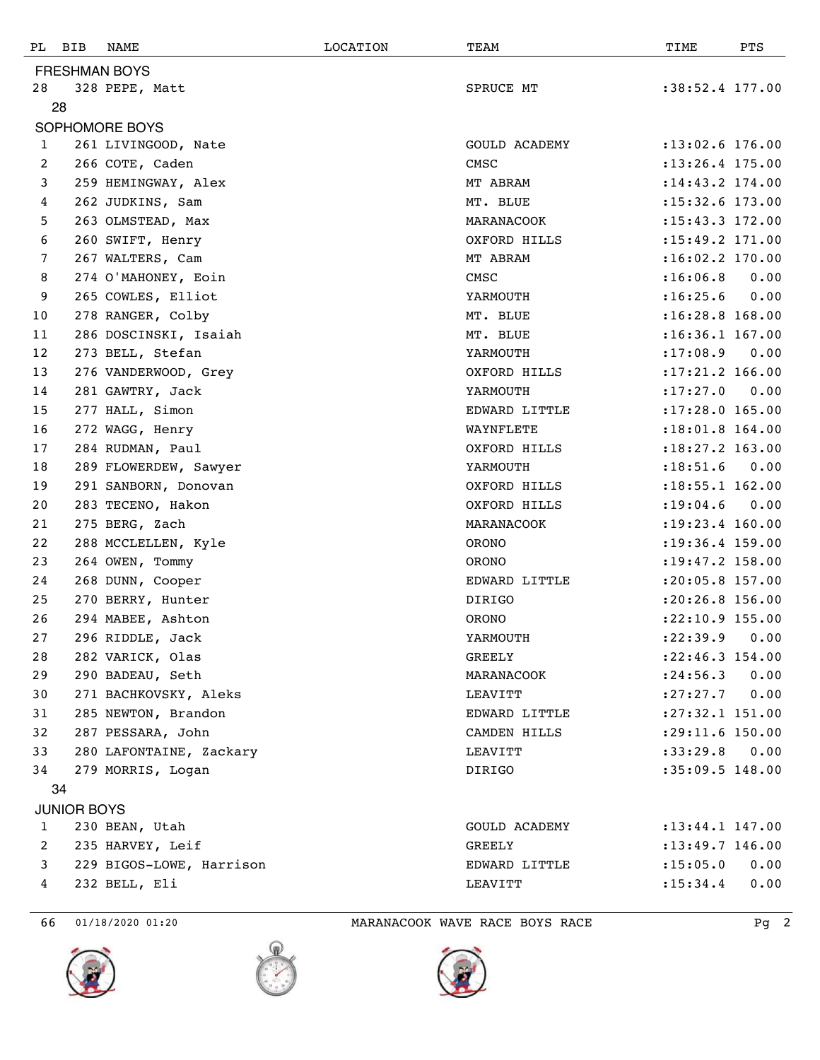| PL | BIB | NAME | LOCATION | TEAM | TIME | PTS |
|---|---|---|---|---|---|---|
| **FRESHMAN BOYS** | | | | | | |
| 28 | 328 | PEPE, Matt | | SPRUCE MT | :38:52.4 | 177.00 |
| 28 | | | | | | |
| **SOPHOMORE BOYS** | | | | | | |
| 1 | 261 | LIVINGOOD, Nate | | GOULD ACADEMY | :13:02.6 | 176.00 |
| 2 | 266 | COTE, Caden | | CMSC | :13:26.4 | 175.00 |
| 3 | 259 | HEMINGWAY, Alex | | MT ABRAM | :14:43.2 | 174.00 |
| 4 | 262 | JUDKINS, Sam | | MT. BLUE | :15:32.6 | 173.00 |
| 5 | 263 | OLMSTEAD, Max | | MARANACOOK | :15:43.3 | 172.00 |
| 6 | 260 | SWIFT, Henry | | OXFORD HILLS | :15:49.2 | 171.00 |
| 7 | 267 | WALTERS, Cam | | MT ABRAM | :16:02.2 | 170.00 |
| 8 | 274 | O'MAHONEY, Eoin | | CMSC | :16:06.8 | 0.00 |
| 9 | 265 | COWLES, Elliot | | YARMOUTH | :16:25.6 | 0.00 |
| 10 | 278 | RANGER, Colby | | MT. BLUE | :16:28.8 | 168.00 |
| 11 | 286 | DOSCINSKI, Isaiah | | MT. BLUE | :16:36.1 | 167.00 |
| 12 | 273 | BELL, Stefan | | YARMOUTH | :17:08.9 | 0.00 |
| 13 | 276 | VANDERWOOD, Grey | | OXFORD HILLS | :17:21.2 | 166.00 |
| 14 | 281 | GAWTRY, Jack | | YARMOUTH | :17:27.0 | 0.00 |
| 15 | 277 | HALL, Simon | | EDWARD LITTLE | :17:28.0 | 165.00 |
| 16 | 272 | WAGG, Henry | | WAYNFLETE | :18:01.8 | 164.00 |
| 17 | 284 | RUDMAN, Paul | | OXFORD HILLS | :18:27.2 | 163.00 |
| 18 | 289 | FLOWERDEW, Sawyer | | YARMOUTH | :18:51.6 | 0.00 |
| 19 | 291 | SANBORN, Donovan | | OXFORD HILLS | :18:55.1 | 162.00 |
| 20 | 283 | TECENO, Hakon | | OXFORD HILLS | :19:04.6 | 0.00 |
| 21 | 275 | BERG, Zach | | MARANACOOK | :19:23.4 | 160.00 |
| 22 | 288 | MCCLELLEN, Kyle | | ORONO | :19:36.4 | 159.00 |
| 23 | 264 | OWEN, Tommy | | ORONO | :19:47.2 | 158.00 |
| 24 | 268 | DUNN, Cooper | | EDWARD LITTLE | :20:05.8 | 157.00 |
| 25 | 270 | BERRY, Hunter | | DIRIGO | :20:26.8 | 156.00 |
| 26 | 294 | MABEE, Ashton | | ORONO | :22:10.9 | 155.00 |
| 27 | 296 | RIDDLE, Jack | | YARMOUTH | :22:39.9 | 0.00 |
| 28 | 282 | VARICK, Olas | | GREELY | :22:46.3 | 154.00 |
| 29 | 290 | BADEAU, Seth | | MARANACOOK | :24:56.3 | 0.00 |
| 30 | 271 | BACHKOVSKY, Aleks | | LEAVITT | :27:27.7 | 0.00 |
| 31 | 285 | NEWTON, Brandon | | EDWARD LITTLE | :27:32.1 | 151.00 |
| 32 | 287 | PESSARA, John | | CAMDEN HILLS | :29:11.6 | 150.00 |
| 33 | 280 | LAFONTAINE, Zackary | | LEAVITT | :33:29.8 | 0.00 |
| 34 | 279 | MORRIS, Logan | | DIRIGO | :35:09.5 | 148.00 |
| 34 | | | | | | |
| **JUNIOR BOYS** | | | | | | |
| 1 | 230 | BEAN, Utah | | GOULD ACADEMY | :13:44.1 | 147.00 |
| 2 | 235 | HARVEY, Leif | | GREELY | :13:49.7 | 146.00 |
| 3 | 229 | BIGOS-LOWE, Harrison | | EDWARD LITTLE | :15:05.0 | 0.00 |
| 4 | 232 | BELL, Eli | | LEAVITT | :15:34.4 | 0.00 |

66 01/18/2020 01:20 MARANACOOK WAVE RACE BOYS RACE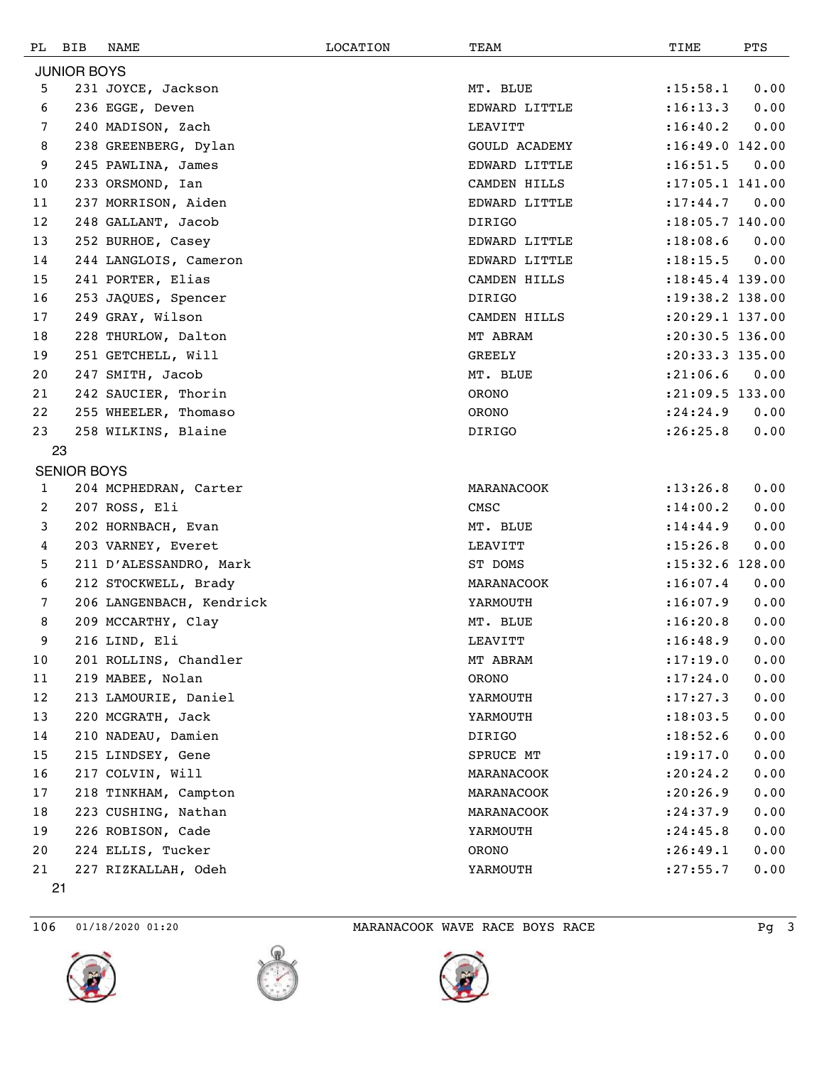| PL | BIB | NAME | LOCATION | TEAM | TIME | PTS |
|---|---|---|---|---|---|---|
| **JUNIOR BOYS** | | | | | | |
| 5 | 231 | JOYCE, Jackson | | MT. BLUE | :15:58.1 | 0.00 |
| 6 | 236 | EGGE, Deven | | EDWARD LITTLE | :16:13.3 | 0.00 |
| 7 | 240 | MADISON, Zach | | LEAVITT | :16:40.2 | 0.00 |
| 8 | 238 | GREENBERG, Dylan | | GOULD ACADEMY | :16:49.0 | 142.00 |
| 9 | 245 | PAWLINA, James | | EDWARD LITTLE | :16:51.5 | 0.00 |
| 10 | 233 | ORSMOND, Ian | | CAMDEN HILLS | :17:05.1 | 141.00 |
| 11 | 237 | MORRISON, Aiden | | EDWARD LITTLE | :17:44.7 | 0.00 |
| 12 | 248 | GALLANT, Jacob | | DIRIGO | :18:05.7 | 140.00 |
| 13 | 252 | BURHOE, Casey | | EDWARD LITTLE | :18:08.6 | 0.00 |
| 14 | 244 | LANGLOIS, Cameron | | EDWARD LITTLE | :18:15.5 | 0.00 |
| 15 | 241 | PORTER, Elias | | CAMDEN HILLS | :18:45.4 | 139.00 |
| 16 | 253 | JAQUES, Spencer | | DIRIGO | :19:38.2 | 138.00 |
| 17 | 249 | GRAY, Wilson | | CAMDEN HILLS | :20:29.1 | 137.00 |
| 18 | 228 | THURLOW, Dalton | | MT ABRAM | :20:30.5 | 136.00 |
| 19 | 251 | GETCHELL, Will | | GREELY | :20:33.3 | 135.00 |
| 20 | 247 | SMITH, Jacob | | MT. BLUE | :21:06.6 | 0.00 |
| 21 | 242 | SAUCIER, Thorin | | ORONO | :21:09.5 | 133.00 |
| 22 | 255 | WHEELER, Thomaso | | ORONO | :24:24.9 | 0.00 |
| 23 | 258 | WILKINS, Blaine | | DIRIGO | :26:25.8 | 0.00 |
| 23 | | | | | | |
| **SENIOR BOYS** | | | | | | |
| 1 | 204 | MCPHEDRAN, Carter | | MARANACOOK | :13:26.8 | 0.00 |
| 2 | 207 | ROSS, Eli | | CMSC | :14:00.2 | 0.00 |
| 3 | 202 | HORNBACH, Evan | | MT. BLUE | :14:44.9 | 0.00 |
| 4 | 203 | VARNEY, Everet | | LEAVITT | :15:26.8 | 0.00 |
| 5 | 211 | D'ALESSANDRO, Mark | | ST DOMS | :15:32.6 | 128.00 |
| 6 | 212 | STOCKWELL, Brady | | MARANACOOK | :16:07.4 | 0.00 |
| 7 | 206 | LANGENBACH, Kendrick | | YARMOUTH | :16:07.9 | 0.00 |
| 8 | 209 | MCCARTHY, Clay | | MT. BLUE | :16:20.8 | 0.00 |
| 9 | 216 | LIND, Eli | | LEAVITT | :16:48.9 | 0.00 |
| 10 | 201 | ROLLINS, Chandler | | MT ABRAM | :17:19.0 | 0.00 |
| 11 | 219 | MABEE, Nolan | | ORONO | :17:24.0 | 0.00 |
| 12 | 213 | LAMOURIE, Daniel | | YARMOUTH | :17:27.3 | 0.00 |
| 13 | 220 | MCGRATH, Jack | | YARMOUTH | :18:03.5 | 0.00 |
| 14 | 210 | NADEAU, Damien | | DIRIGO | :18:52.6 | 0.00 |
| 15 | 215 | LINDSEY, Gene | | SPRUCE MT | :19:17.0 | 0.00 |
| 16 | 217 | COLVIN, Will | | MARANACOOK | :20:24.2 | 0.00 |
| 17 | 218 | TINKHAM, Campton | | MARANACOOK | :20:26.9 | 0.00 |
| 18 | 223 | CUSHING, Nathan | | MARANACOOK | :24:37.9 | 0.00 |
| 19 | 226 | ROBISON, Cade | | YARMOUTH | :24:45.8 | 0.00 |
| 20 | 224 | ELLIS, Tucker | | ORONO | :26:49.1 | 0.00 |
| 21 | 227 | RIZKALLAH, Odeh | | YARMOUTH | :27:55.7 | 0.00 |
| 21 | | | | | | |

106 01/18/2020 01:20 MARANACOOK WAVE RACE BOYS RACE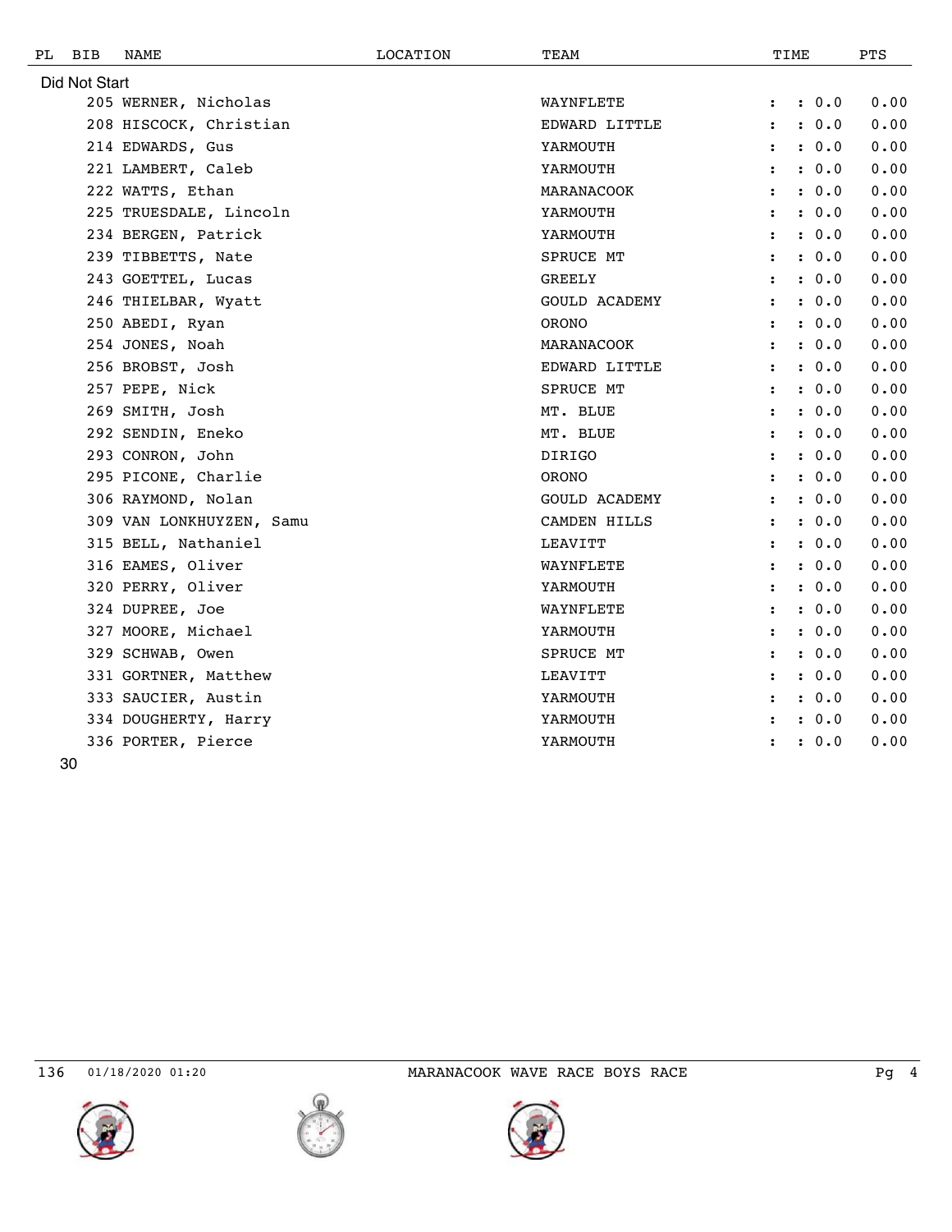| PL | BIB | NAME | LOCATION | TEAM | TIME | PTS |
|---|---|---|---|---|---|---|
| Did Not Start | | | | | | |
| | 205 | WERNER, Nicholas | | WAYNFLETE | : : 0.0 | 0.00 |
| | 208 | HISCOCK, Christian | | EDWARD LITTLE | : : 0.0 | 0.00 |
| | 214 | EDWARDS, Gus | | YARMOUTH | : : 0.0 | 0.00 |
| | 221 | LAMBERT, Caleb | | YARMOUTH | : : 0.0 | 0.00 |
| | 222 | WATTS, Ethan | | MARANACOOK | : : 0.0 | 0.00 |
| | 225 | TRUESDALE, Lincoln | | YARMOUTH | : : 0.0 | 0.00 |
| | 234 | BERGEN, Patrick | | YARMOUTH | : : 0.0 | 0.00 |
| | 239 | TIBBETTS, Nate | | SPRUCE MT | : : 0.0 | 0.00 |
| | 243 | GOETTEL, Lucas | | GREELY | : : 0.0 | 0.00 |
| | 246 | THIELBAR, Wyatt | | GOULD ACADEMY | : : 0.0 | 0.00 |
| | 250 | ABEDI, Ryan | | ORONO | : : 0.0 | 0.00 |
| | 254 | JONES, Noah | | MARANACOOK | : : 0.0 | 0.00 |
| | 256 | BROBST, Josh | | EDWARD LITTLE | : : 0.0 | 0.00 |
| | 257 | PEPE, Nick | | SPRUCE MT | : : 0.0 | 0.00 |
| | 269 | SMITH, Josh | | MT. BLUE | : : 0.0 | 0.00 |
| | 292 | SENDIN, Eneko | | MT. BLUE | : : 0.0 | 0.00 |
| | 293 | CONRON, John | | DIRIGO | : : 0.0 | 0.00 |
| | 295 | PICONE, Charlie | | ORONO | : : 0.0 | 0.00 |
| | 306 | RAYMOND, Nolan | | GOULD ACADEMY | : : 0.0 | 0.00 |
| | 309 | VAN LONKHUYZEN, Samu | | CAMDEN HILLS | : : 0.0 | 0.00 |
| | 315 | BELL, Nathaniel | | LEAVITT | : : 0.0 | 0.00 |
| | 316 | EAMES, Oliver | | WAYNFLETE | : : 0.0 | 0.00 |
| | 320 | PERRY, Oliver | | YARMOUTH | : : 0.0 | 0.00 |
| | 324 | DUPREE, Joe | | WAYNFLETE | : : 0.0 | 0.00 |
| | 327 | MOORE, Michael | | YARMOUTH | : : 0.0 | 0.00 |
| | 329 | SCHWAB, Owen | | SPRUCE MT | : : 0.0 | 0.00 |
| | 331 | GORTNER, Matthew | | LEAVITT | : : 0.0 | 0.00 |
| | 333 | SAUCIER, Austin | | YARMOUTH | : : 0.0 | 0.00 |
| | 334 | DOUGHERTY, Harry | | YARMOUTH | : : 0.0 | 0.00 |
| | 336 | PORTER, Pierce | | YARMOUTH | : : 0.0 | 0.00 |

30

136 01/18/2020 01:20 MARANACOOK WAVE RACE BOYS RACE